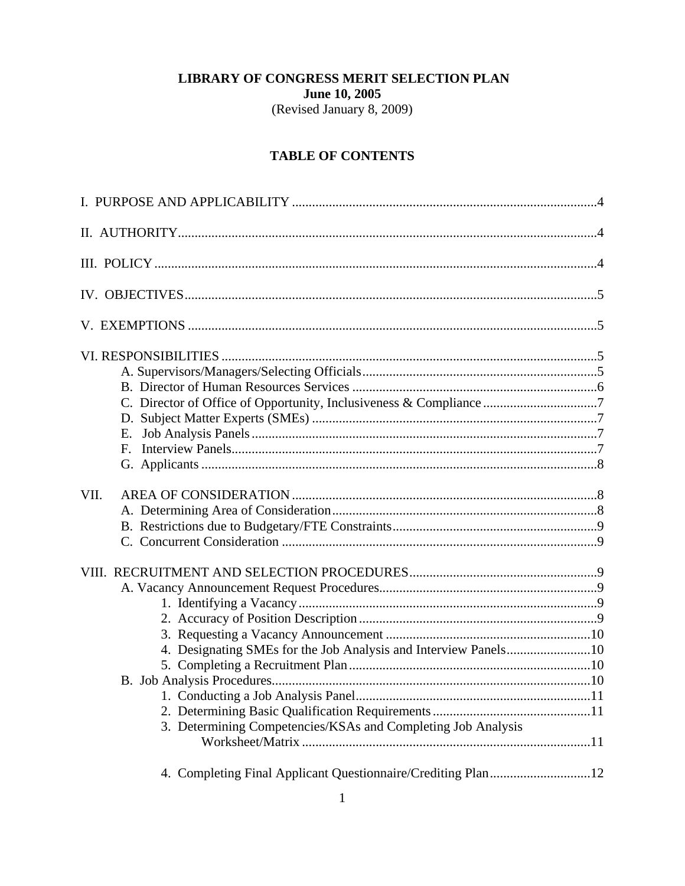# LIBRARY OF CONGRESS MERIT SELECTION PLAN

**June 10, 2005**

(Revised January 8, 2009)

## TABLE OF CONTENTS

I. PURPOSE AND APPLICABILITY ....................................4

II. AUTHORITY....................................4

III. POLICY ....................................4

IV. OBJECTIVES....................................5

V. EXEMPTIONS ....................................5

VI. RESPONSIBILITIES ....................................5

- A. Supervisors/Managers/Selecting Officials....................................5
- B. Director of Human Resources Services ....................................6
- C. Director of Office of Opportunity, Inclusiveness & Compliance ....................................7
- D. Subject Matter Experts (SMEs) ....................................7
- E. Job Analysis Panels....................................7
- F. Interview Panels....................................7
- G. Applicants ....................................8

VII. AREA OF CONSIDERATION ....................................8

- A. Determining Area of Consideration....................................8
- B. Restrictions due to Budgetary/FTE Constraints....................................9
- C. Concurrent Consideration ....................................9

VIII. RECRUITMENT AND SELECTION PROCEDURES....................................9

- A. Vacancy Announcement Request Procedures....................................9
  1. Identifying a Vacancy....................................9
  2. Accuracy of Position Description....................................9
  3. Requesting a Vacancy Announcement ....................................10
  4. Designating SMEs for the Job Analysis and Interview Panels....................................10
  5. Completing a Recruitment Plan....................................10
- B. Job Analysis Procedures....................................10
  1. Conducting a Job Analysis Panel....................................11
  2. Determining Basic Qualification Requirements....................................11
  3. Determining Competencies/KSAs and Completing Job Analysis Worksheet/Matrix ....................................11
  4. Completing Final Applicant Questionnaire/Crediting Plan....................................12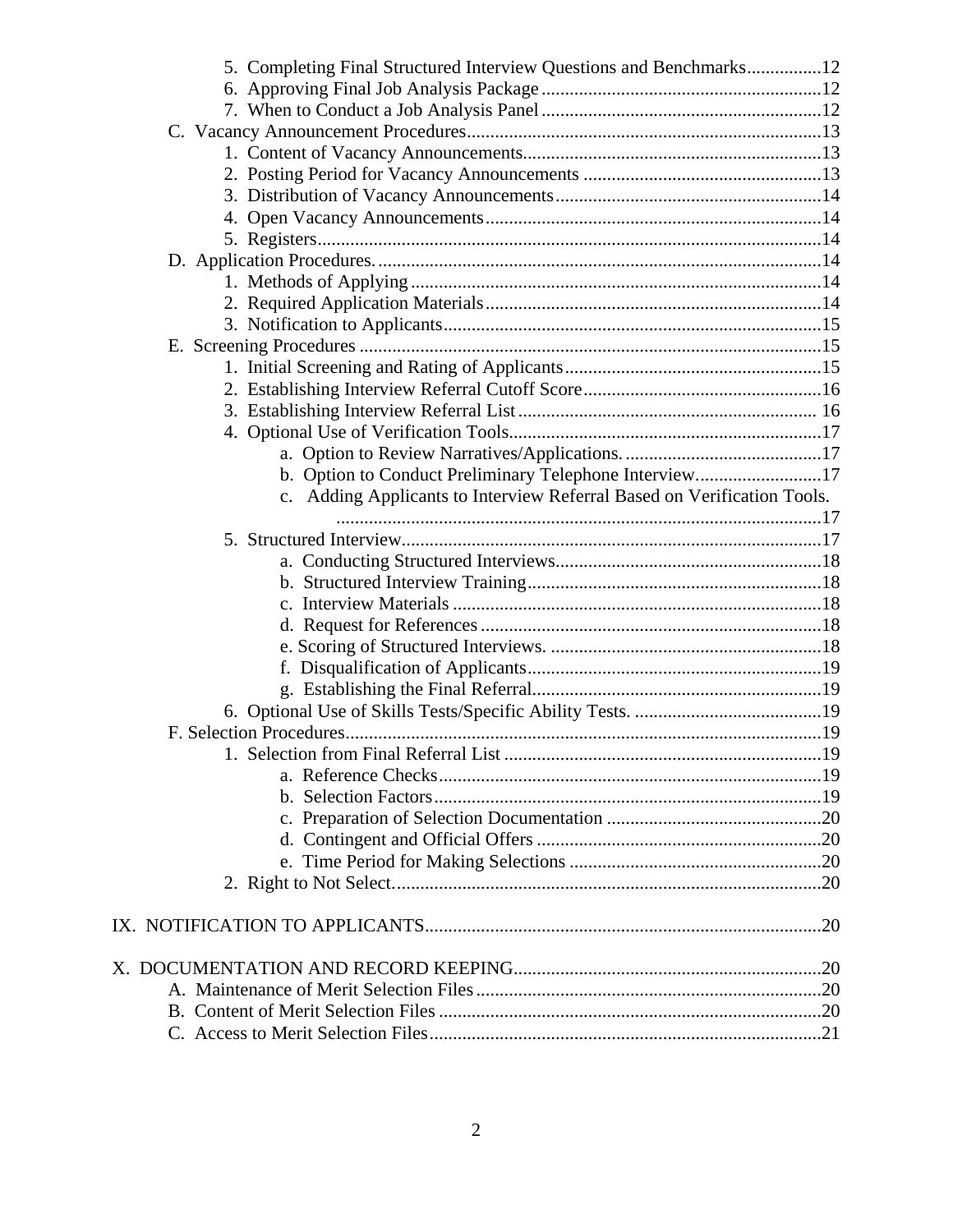5. Completing Final Structured Interview Questions and Benchmarks................12
6. Approving Final Job Analysis Package............................................................12
7. When to Conduct a Job Analysis Panel............................................................12

C. Vacancy Announcement Procedures............................................................................13
1. Content of Vacancy Announcements................................................................13
2. Posting Period for Vacancy Announcements ...................................................13
3. Distribution of Vacancy Announcements.........................................................14
4. Open Vacancy Announcements........................................................................14
5. Registers...........................................................................................................14

D. Application Procedures...............................................................................................14
1. Methods of Applying........................................................................................14
2. Required Application Materials........................................................................14
3. Notification to Applicants.................................................................................15

E. Screening Procedures ..................................................................................................15
1. Initial Screening and Rating of Applicants.......................................................15
2. Establishing Interview Referral Cutoff Score...................................................16
3. Establishing Interview Referral List ................................................................ 16
4. Optional Use of Verification Tools...................................................................17
   a. Option to Review Narratives/Applications. ..........................................17
   b. Option to Conduct Preliminary Telephone Interview...........................17
   c. Adding Applicants to Interview Referral Based on Verification Tools. .......................................................................................................17
5. Structured Interview..........................................................................................17
   a. Conducting Structured Interviews.........................................................18
   b. Structured Interview Training...............................................................18
   c. Interview Materials ...............................................................................18
   d. Request for References .........................................................................18
   e. Scoring of Structured Interviews. ..........................................................18
   f. Disqualification of Applicants...............................................................19
   g. Establishing the Final Referral..............................................................19
6. Optional Use of Skills Tests/Specific Ability Tests. ........................................19

F. Selection Procedures.....................................................................................................19
1. Selection from Final Referral List ....................................................................19
   a. Reference Checks..................................................................................19
   b. Selection Factors...................................................................................19
   c. Preparation of Selection Documentation ..............................................20
   d. Contingent and Official Offers .............................................................20
   e. Time Period for Making Selections ......................................................20
2. Right to Not Select............................................................................................20

IX. NOTIFICATION TO APPLICANTS....................................................................................20

X. DOCUMENTATION AND RECORD KEEPING.................................................................20
A. Maintenance of Merit Selection Files..........................................................................20
B. Content of Merit Selection Files .................................................................................20
C. Access to Merit Selection Files...................................................................................21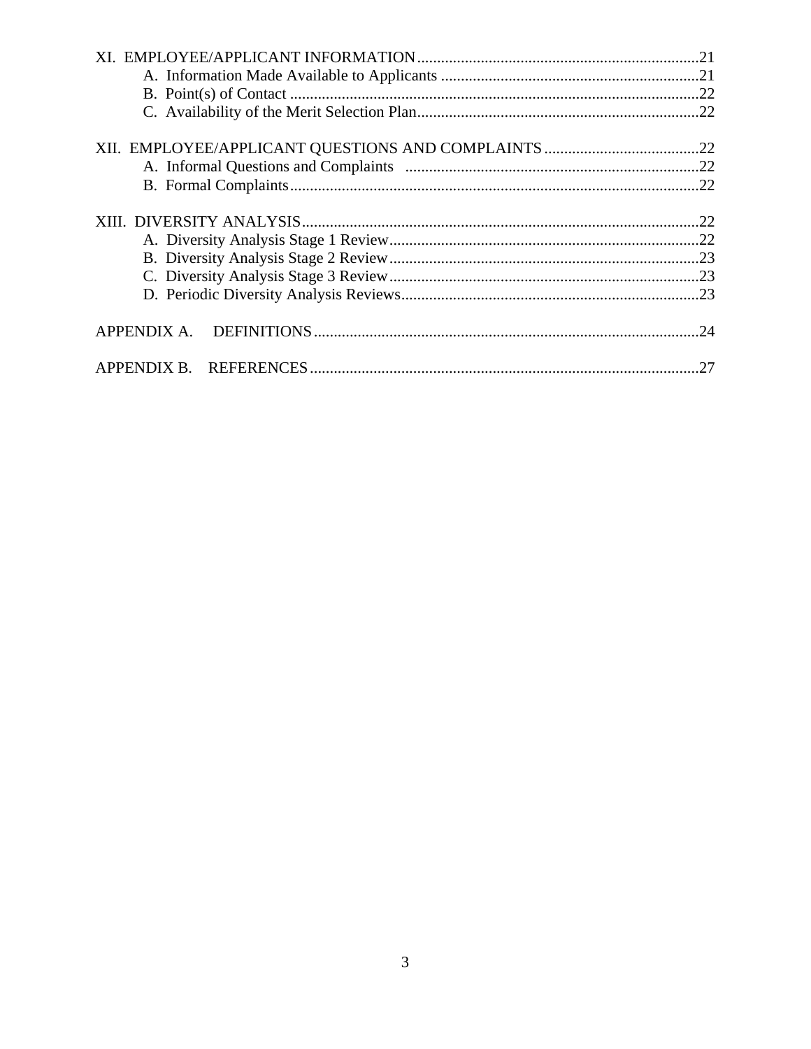XI. EMPLOYEE/APPLICANT INFORMATION .......................................................................21
- A. Information Made Available to Applicants .................................................................21
- B. Point(s) of Contact .......................................................................................................22
- C. Availability of the Merit Selection Plan.......................................................................22

XII. EMPLOYEE/APPLICANT QUESTIONS AND COMPLAINTS .......................................22
- A. Informal Questions and Complaints .........................................................................22
- B. Formal Complaints.......................................................................................................22

XIII. DIVERSITY ANALYSIS....................................................................................................22
- A. Diversity Analysis Stage 1 Review..............................................................................22
- B. Diversity Analysis Stage 2 Review..............................................................................23
- C. Diversity Analysis Stage 3 Review..............................................................................23
- D. Periodic Diversity Analysis Reviews...........................................................................23

APPENDIX A. DEFINITIONS.................................................................................................24

APPENDIX B. REFERENCES..................................................................................................27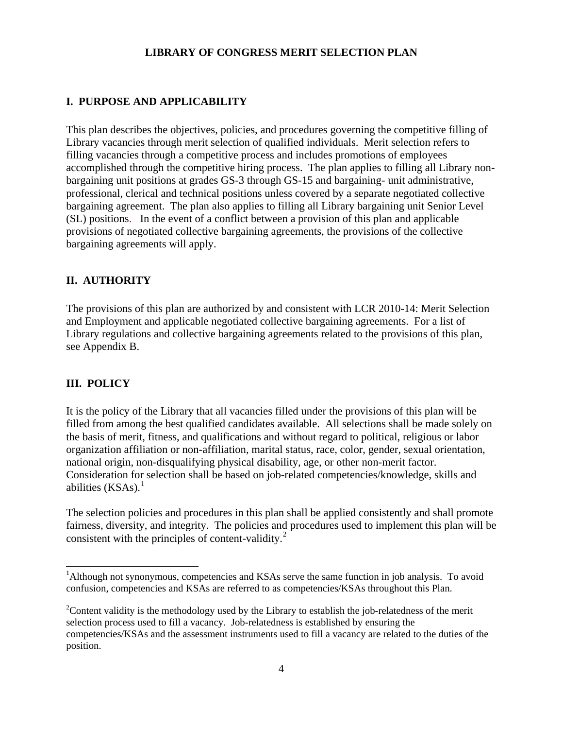# LIBRARY OF CONGRESS MERIT SELECTION PLAN

## I. PURPOSE AND APPLICABILITY

This plan describes the objectives, policies, and procedures governing the competitive filling of Library vacancies through merit selection of qualified individuals. Merit selection refers to filling vacancies through a competitive process and includes promotions of employees accomplished through the competitive hiring process. The plan applies to filling all Library non-bargaining unit positions at grades GS-3 through GS-15 and bargaining- unit administrative, professional, clerical and technical positions unless covered by a separate negotiated collective bargaining agreement. The plan also applies to filling all Library bargaining unit Senior Level (SL) positions. In the event of a conflict between a provision of this plan and applicable provisions of negotiated collective bargaining agreements, the provisions of the collective bargaining agreements will apply.

## II. AUTHORITY

The provisions of this plan are authorized by and consistent with LCR 2010-14: Merit Selection and Employment and applicable negotiated collective bargaining agreements. For a list of Library regulations and collective bargaining agreements related to the provisions of this plan, see Appendix B.

## III. POLICY

It is the policy of the Library that all vacancies filled under the provisions of this plan will be filled from among the best qualified candidates available. All selections shall be made solely on the basis of merit, fitness, and qualifications and without regard to political, religious or labor organization affiliation or non-affiliation, marital status, race, color, gender, sexual orientation, national origin, non-disqualifying physical disability, age, or other non-merit factor. Consideration for selection shall be based on job-related competencies/knowledge, skills and abilities (KSAs).[1]

The selection policies and procedures in this plan shall be applied consistently and shall promote fairness, diversity, and integrity. The policies and procedures used to implement this plan will be consistent with the principles of content-validity.[2]

---

[1] Although not synonymous, competencies and KSAs serve the same function in job analysis. To avoid confusion, competencies and KSAs are referred to as competencies/KSAs throughout this Plan.

[2] Content validity is the methodology used by the Library to establish the job-relatedness of the merit selection process used to fill a vacancy. Job-relatedness is established by ensuring the competencies/KSAs and the assessment instruments used to fill a vacancy are related to the duties of the position.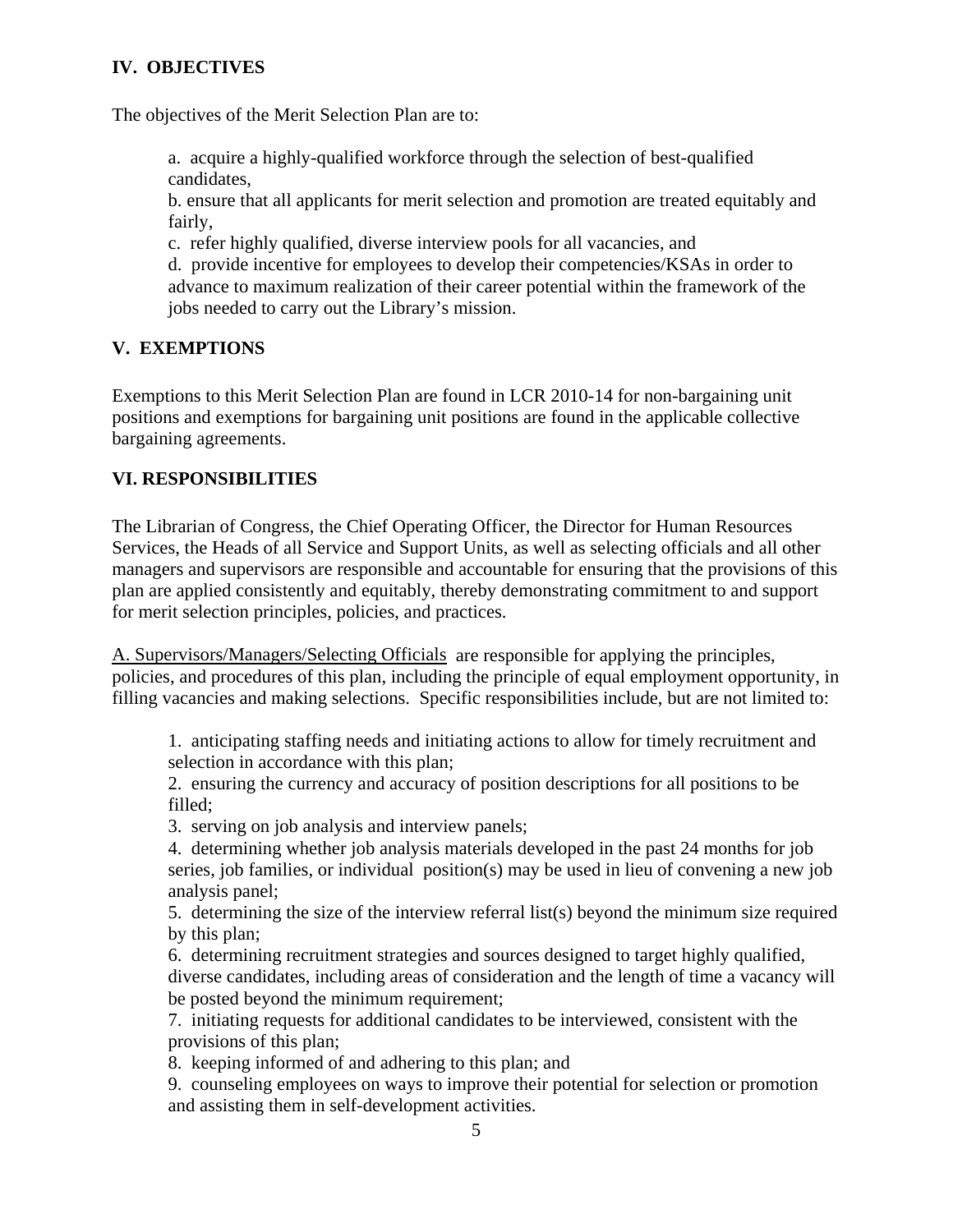## IV. OBJECTIVES

The objectives of the Merit Selection Plan are to:

a. acquire a highly-qualified workforce through the selection of best-qualified candidates,
b. ensure that all applicants for merit selection and promotion are treated equitably and fairly,
c. refer highly qualified, diverse interview pools for all vacancies, and
d. provide incentive for employees to develop their competencies/KSAs in order to advance to maximum realization of their career potential within the framework of the jobs needed to carry out the Library's mission.

## V. EXEMPTIONS

Exemptions to this Merit Selection Plan are found in LCR 2010-14 for non-bargaining unit positions and exemptions for bargaining unit positions are found in the applicable collective bargaining agreements.

## VI. RESPONSIBILITIES

The Librarian of Congress, the Chief Operating Officer, the Director for Human Resources Services, the Heads of all Service and Support Units, as well as selecting officials and all other managers and supervisors are responsible and accountable for ensuring that the provisions of this plan are applied consistently and equitably, thereby demonstrating commitment to and support for merit selection principles, policies, and practices.

<u>A. Supervisors/Managers/Selecting Officials</u> are responsible for applying the principles, policies, and procedures of this plan, including the principle of equal employment opportunity, in filling vacancies and making selections. Specific responsibilities include, but are not limited to:

1. anticipating staffing needs and initiating actions to allow for timely recruitment and selection in accordance with this plan;
2. ensuring the currency and accuracy of position descriptions for all positions to be filled;
3. serving on job analysis and interview panels;
4. determining whether job analysis materials developed in the past 24 months for job series, job families, or individual position(s) may be used in lieu of convening a new job analysis panel;
5. determining the size of the interview referral list(s) beyond the minimum size required by this plan;
6. determining recruitment strategies and sources designed to target highly qualified, diverse candidates, including areas of consideration and the length of time a vacancy will be posted beyond the minimum requirement;
7. initiating requests for additional candidates to be interviewed, consistent with the provisions of this plan;
8. keeping informed of and adhering to this plan; and
9. counseling employees on ways to improve their potential for selection or promotion and assisting them in self-development activities.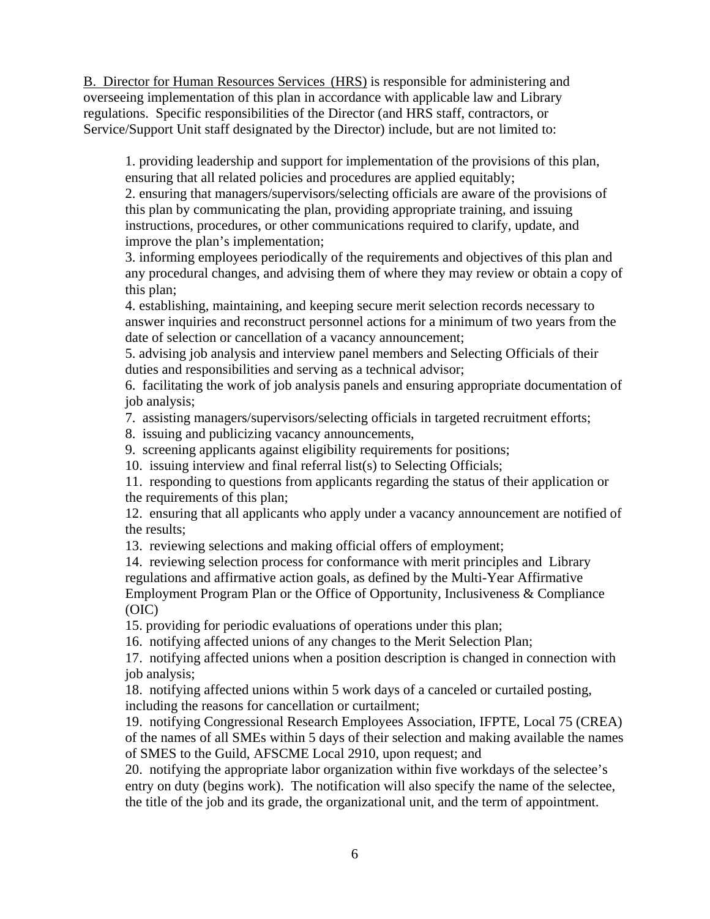B. Director for Human Resources Services (HRS) is responsible for administering and overseeing implementation of this plan in accordance with applicable law and Library regulations. Specific responsibilities of the Director (and HRS staff, contractors, or Service/Support Unit staff designated by the Director) include, but are not limited to:

1. providing leadership and support for implementation of the provisions of this plan, ensuring that all related policies and procedures are applied equitably;
2. ensuring that managers/supervisors/selecting officials are aware of the provisions of this plan by communicating the plan, providing appropriate training, and issuing instructions, procedures, or other communications required to clarify, update, and improve the plan's implementation;
3. informing employees periodically of the requirements and objectives of this plan and any procedural changes, and advising them of where they may review or obtain a copy of this plan;
4. establishing, maintaining, and keeping secure merit selection records necessary to answer inquiries and reconstruct personnel actions for a minimum of two years from the date of selection or cancellation of a vacancy announcement;
5. advising job analysis and interview panel members and Selecting Officials of their duties and responsibilities and serving as a technical advisor;
6. facilitating the work of job analysis panels and ensuring appropriate documentation of job analysis;
7. assisting managers/supervisors/selecting officials in targeted recruitment efforts;
8. issuing and publicizing vacancy announcements,
9. screening applicants against eligibility requirements for positions;
10. issuing interview and final referral list(s) to Selecting Officials;
11. responding to questions from applicants regarding the status of their application or the requirements of this plan;
12. ensuring that all applicants who apply under a vacancy announcement are notified of the results;
13. reviewing selections and making official offers of employment;
14. reviewing selection process for conformance with merit principles and Library regulations and affirmative action goals, as defined by the Multi-Year Affirmative Employment Program Plan or the Office of Opportunity, Inclusiveness & Compliance (OIC)
15. providing for periodic evaluations of operations under this plan;
16. notifying affected unions of any changes to the Merit Selection Plan;
17. notifying affected unions when a position description is changed in connection with job analysis;
18. notifying affected unions within 5 work days of a canceled or curtailed posting, including the reasons for cancellation or curtailment;
19. notifying Congressional Research Employees Association, IFPTE, Local 75 (CREA) of the names of all SMEs within 5 days of their selection and making available the names of SMES to the Guild, AFSCME Local 2910, upon request; and
20. notifying the appropriate labor organization within five workdays of the selectee's entry on duty (begins work). The notification will also specify the name of the selectee, the title of the job and its grade, the organizational unit, and the term of appointment.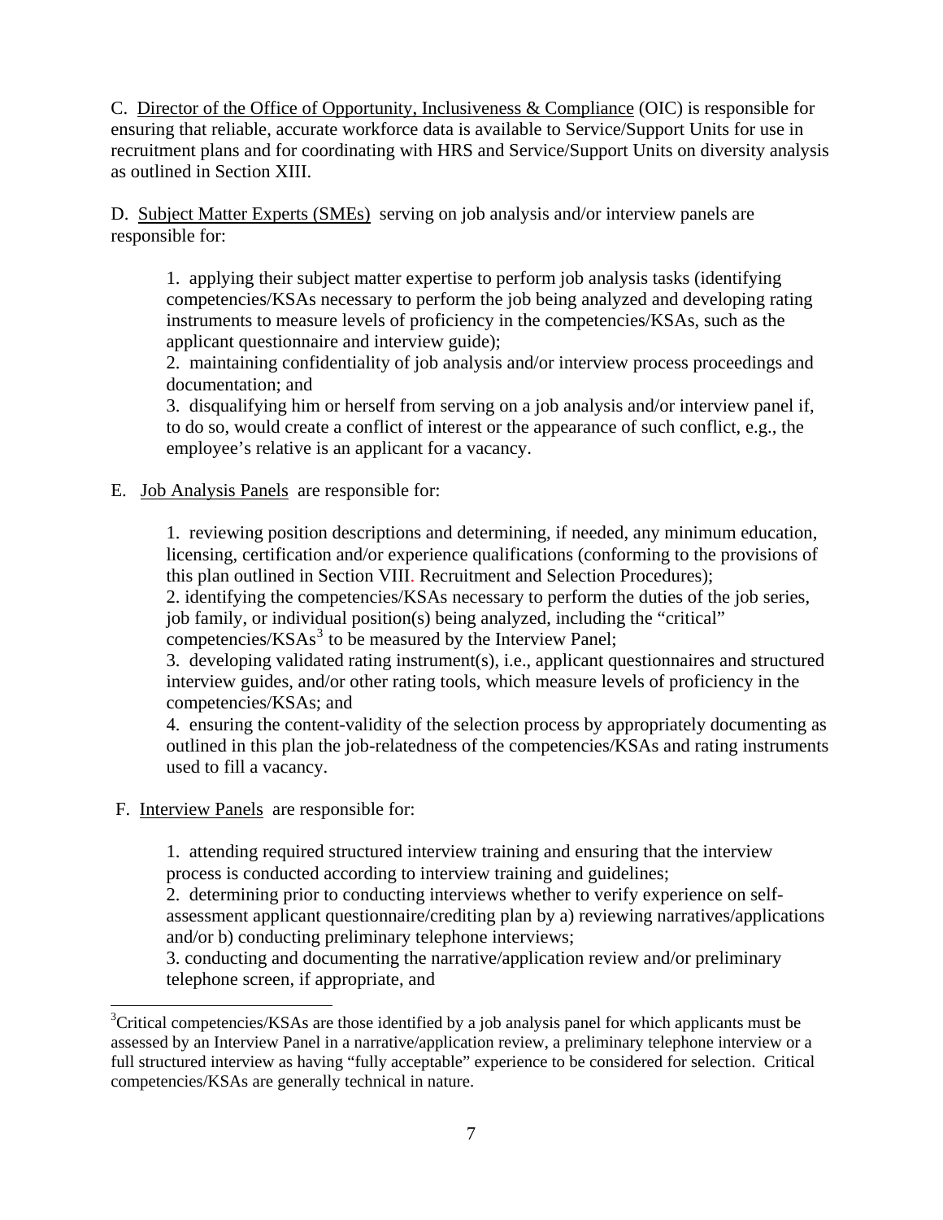C. Director of the Office of Opportunity, Inclusiveness & Compliance (OIC) is responsible for ensuring that reliable, accurate workforce data is available to Service/Support Units for use in recruitment plans and for coordinating with HRS and Service/Support Units on diversity analysis as outlined in Section XIII.

D. Subject Matter Experts (SMEs) serving on job analysis and/or interview panels are responsible for:

1. applying their subject matter expertise to perform job analysis tasks (identifying competencies/KSAs necessary to perform the job being analyzed and developing rating instruments to measure levels of proficiency in the competencies/KSAs, such as the applicant questionnaire and interview guide);
2. maintaining confidentiality of job analysis and/or interview process proceedings and documentation; and
3. disqualifying him or herself from serving on a job analysis and/or interview panel if, to do so, would create a conflict of interest or the appearance of such conflict, e.g., the employee's relative is an applicant for a vacancy.

E. Job Analysis Panels are responsible for:

1. reviewing position descriptions and determining, if needed, any minimum education, licensing, certification and/or experience qualifications (conforming to the provisions of this plan outlined in Section VIII. Recruitment and Selection Procedures);
2. identifying the competencies/KSAs necessary to perform the duties of the job series, job family, or individual position(s) being analyzed, including the "critical" competencies/KSAs[3] to be measured by the Interview Panel;
3. developing validated rating instrument(s), i.e., applicant questionnaires and structured interview guides, and/or other rating tools, which measure levels of proficiency in the competencies/KSAs; and
4. ensuring the content-validity of the selection process by appropriately documenting as outlined in this plan the job-relatedness of the competencies/KSAs and rating instruments used to fill a vacancy.

F. Interview Panels are responsible for:

1. attending required structured interview training and ensuring that the interview process is conducted according to interview training and guidelines;
2. determining prior to conducting interviews whether to verify experience on self-assessment applicant questionnaire/crediting plan by a) reviewing narratives/applications and/or b) conducting preliminary telephone interviews;
3. conducting and documenting the narrative/application review and/or preliminary telephone screen, if appropriate, and

[3] Critical competencies/KSAs are those identified by a job analysis panel for which applicants must be assessed by an Interview Panel in a narrative/application review, a preliminary telephone interview or a full structured interview as having "fully acceptable" experience to be considered for selection. Critical competencies/KSAs are generally technical in nature.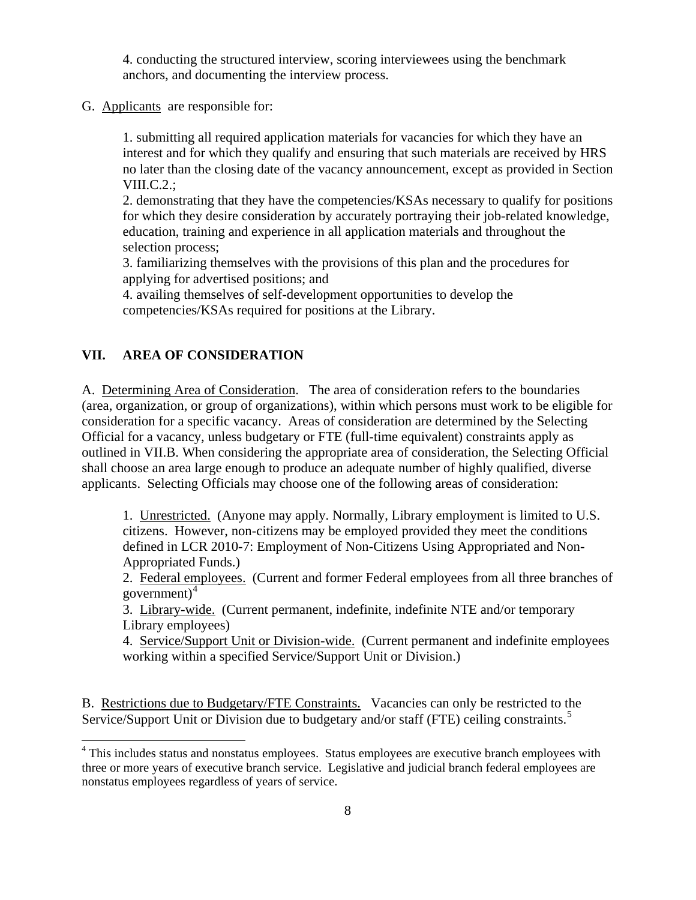4. conducting the structured interview, scoring interviewees using the benchmark anchors, and documenting the interview process.

G. Applicants are responsible for:

1. submitting all required application materials for vacancies for which they have an interest and for which they qualify and ensuring that such materials are received by HRS no later than the closing date of the vacancy announcement, except as provided in Section VIII.C.2.;
2. demonstrating that they have the competencies/KSAs necessary to qualify for positions for which they desire consideration by accurately portraying their job-related knowledge, education, training and experience in all application materials and throughout the selection process;
3. familiarizing themselves with the provisions of this plan and the procedures for applying for advertised positions; and
4. availing themselves of self-development opportunities to develop the competencies/KSAs required for positions at the Library.

## VII. AREA OF CONSIDERATION

A. Determining Area of Consideration. The area of consideration refers to the boundaries (area, organization, or group of organizations), within which persons must work to be eligible for consideration for a specific vacancy. Areas of consideration are determined by the Selecting Official for a vacancy, unless budgetary or FTE (full-time equivalent) constraints apply as outlined in VII.B. When considering the appropriate area of consideration, the Selecting Official shall choose an area large enough to produce an adequate number of highly qualified, diverse applicants. Selecting Officials may choose one of the following areas of consideration:

1. Unrestricted. (Anyone may apply. Normally, Library employment is limited to U.S. citizens. However, non-citizens may be employed provided they meet the conditions defined in LCR 2010-7: Employment of Non-Citizens Using Appropriated and Non-Appropriated Funds.)
2. Federal employees. (Current and former Federal employees from all three branches of government)[4]
3. Library-wide. (Current permanent, indefinite, indefinite NTE and/or temporary Library employees)
4. Service/Support Unit or Division-wide. (Current permanent and indefinite employees working within a specified Service/Support Unit or Division.)

B. Restrictions due to Budgetary/FTE Constraints. Vacancies can only be restricted to the Service/Support Unit or Division due to budgetary and/or staff (FTE) ceiling constraints.[5]

[4] This includes status and nonstatus employees. Status employees are executive branch employees with three or more years of executive branch service. Legislative and judicial branch federal employees are nonstatus employees regardless of years of service.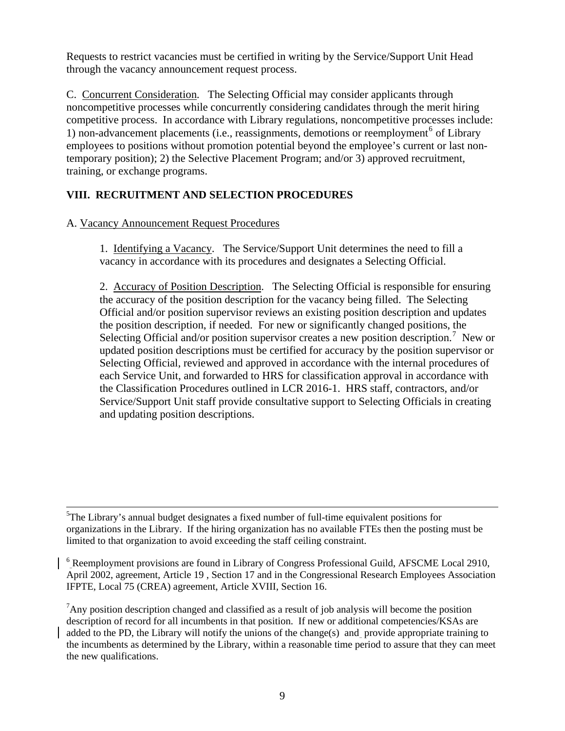Requests to restrict vacancies must be certified in writing by the Service/Support Unit Head through the vacancy announcement request process.

C. Concurrent Consideration. The Selecting Official may consider applicants through noncompetitive processes while concurrently considering candidates through the merit hiring competitive process. In accordance with Library regulations, noncompetitive processes include: 1) non-advancement placements (i.e., reassignments, demotions or reemployment[6] of Library employees to positions without promotion potential beyond the employee's current or last non-temporary position); 2) the Selective Placement Program; and/or 3) approved recruitment, training, or exchange programs.

## VIII. RECRUITMENT AND SELECTION PROCEDURES

A. Vacancy Announcement Request Procedures

1. Identifying a Vacancy. The Service/Support Unit determines the need to fill a vacancy in accordance with its procedures and designates a Selecting Official.

2. Accuracy of Position Description. The Selecting Official is responsible for ensuring the accuracy of the position description for the vacancy being filled. The Selecting Official and/or position supervisor reviews an existing position description and updates the position description, if needed. For new or significantly changed positions, the Selecting Official and/or position supervisor creates a new position description.[7] New or updated position descriptions must be certified for accuracy by the position supervisor or Selecting Official, reviewed and approved in accordance with the internal procedures of each Service Unit, and forwarded to HRS for classification approval in accordance with the Classification Procedures outlined in LCR 2016-1. HRS staff, contractors, and/or Service/Support Unit staff provide consultative support to Selecting Officials in creating and updating position descriptions.

---

[5] The Library's annual budget designates a fixed number of full-time equivalent positions for organizations in the Library. If the hiring organization has no available FTEs then the posting must be limited to that organization to avoid exceeding the staff ceiling constraint.

[6] Reemployment provisions are found in Library of Congress Professional Guild, AFSCME Local 2910, April 2002, agreement, Article 19 , Section 17 and in the Congressional Research Employees Association IFPTE, Local 75 (CREA) agreement, Article XVIII, Section 16.

[7] Any position description changed and classified as a result of job analysis will become the position description of record for all incumbents in that position. If new or additional competencies/KSAs are added to the PD, the Library will notify the unions of the change(s) and provide appropriate training to the incumbents as determined by the Library, within a reasonable time period to assure that they can meet the new qualifications.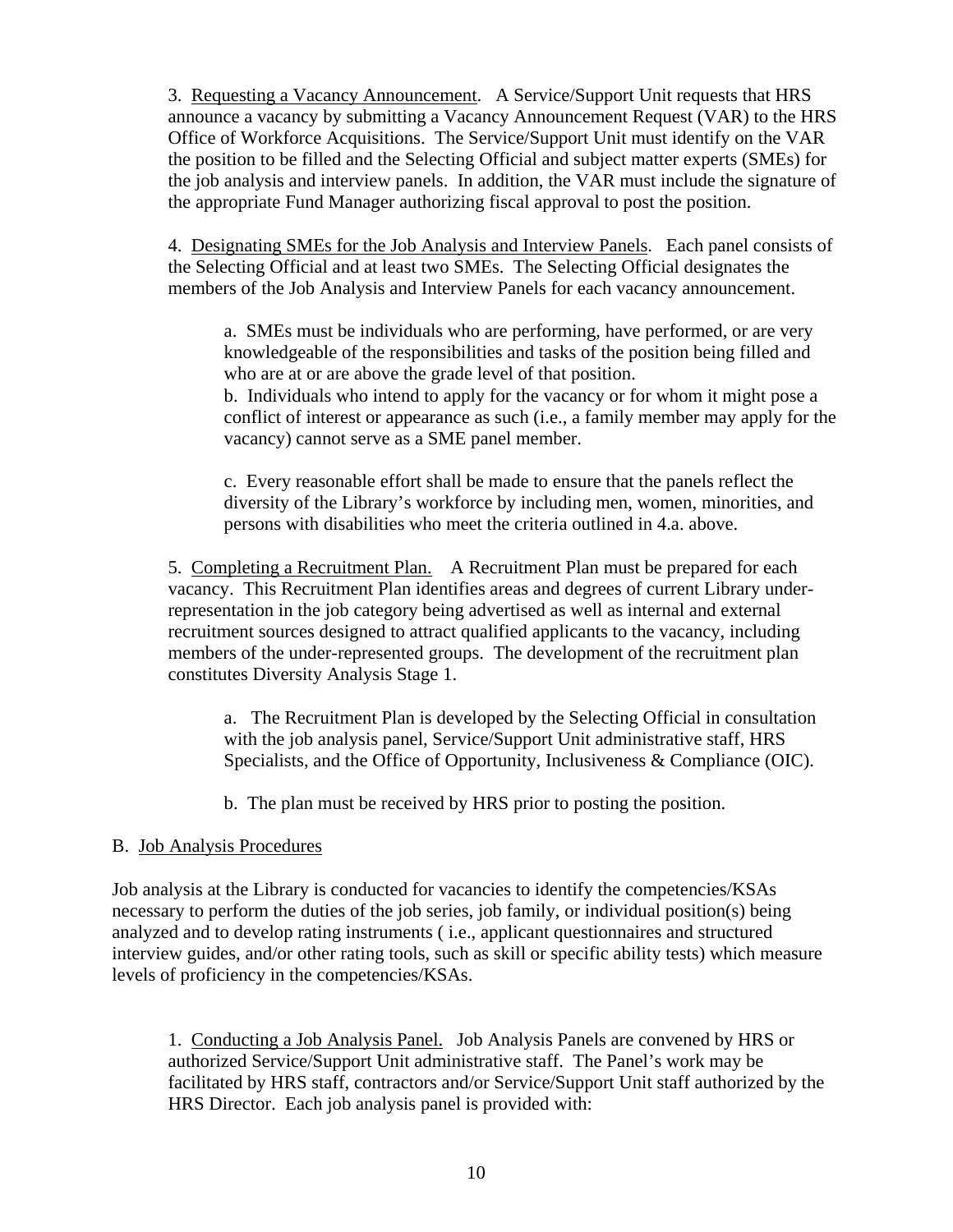3. Requesting a Vacancy Announcement. A Service/Support Unit requests that HRS announce a vacancy by submitting a Vacancy Announcement Request (VAR) to the HRS Office of Workforce Acquisitions. The Service/Support Unit must identify on the VAR the position to be filled and the Selecting Official and subject matter experts (SMEs) for the job analysis and interview panels. In addition, the VAR must include the signature of the appropriate Fund Manager authorizing fiscal approval to post the position.

4. Designating SMEs for the Job Analysis and Interview Panels. Each panel consists of the Selecting Official and at least two SMEs. The Selecting Official designates the members of the Job Analysis and Interview Panels for each vacancy announcement.

a. SMEs must be individuals who are performing, have performed, or are very knowledgeable of the responsibilities and tasks of the position being filled and who are at or are above the grade level of that position.
b. Individuals who intend to apply for the vacancy or for whom it might pose a conflict of interest or appearance as such (i.e., a family member may apply for the vacancy) cannot serve as a SME panel member.

c. Every reasonable effort shall be made to ensure that the panels reflect the diversity of the Library's workforce by including men, women, minorities, and persons with disabilities who meet the criteria outlined in 4.a. above.

5. Completing a Recruitment Plan. A Recruitment Plan must be prepared for each vacancy. This Recruitment Plan identifies areas and degrees of current Library under-representation in the job category being advertised as well as internal and external recruitment sources designed to attract qualified applicants to the vacancy, including members of the under-represented groups. The development of the recruitment plan constitutes Diversity Analysis Stage 1.

a. The Recruitment Plan is developed by the Selecting Official in consultation with the job analysis panel, Service/Support Unit administrative staff, HRS Specialists, and the Office of Opportunity, Inclusiveness & Compliance (OIC).

b. The plan must be received by HRS prior to posting the position.

B. Job Analysis Procedures

Job analysis at the Library is conducted for vacancies to identify the competencies/KSAs necessary to perform the duties of the job series, job family, or individual position(s) being analyzed and to develop rating instruments ( i.e., applicant questionnaires and structured interview guides, and/or other rating tools, such as skill or specific ability tests) which measure levels of proficiency in the competencies/KSAs.

1. Conducting a Job Analysis Panel. Job Analysis Panels are convened by HRS or authorized Service/Support Unit administrative staff. The Panel's work may be facilitated by HRS staff, contractors and/or Service/Support Unit staff authorized by the HRS Director. Each job analysis panel is provided with: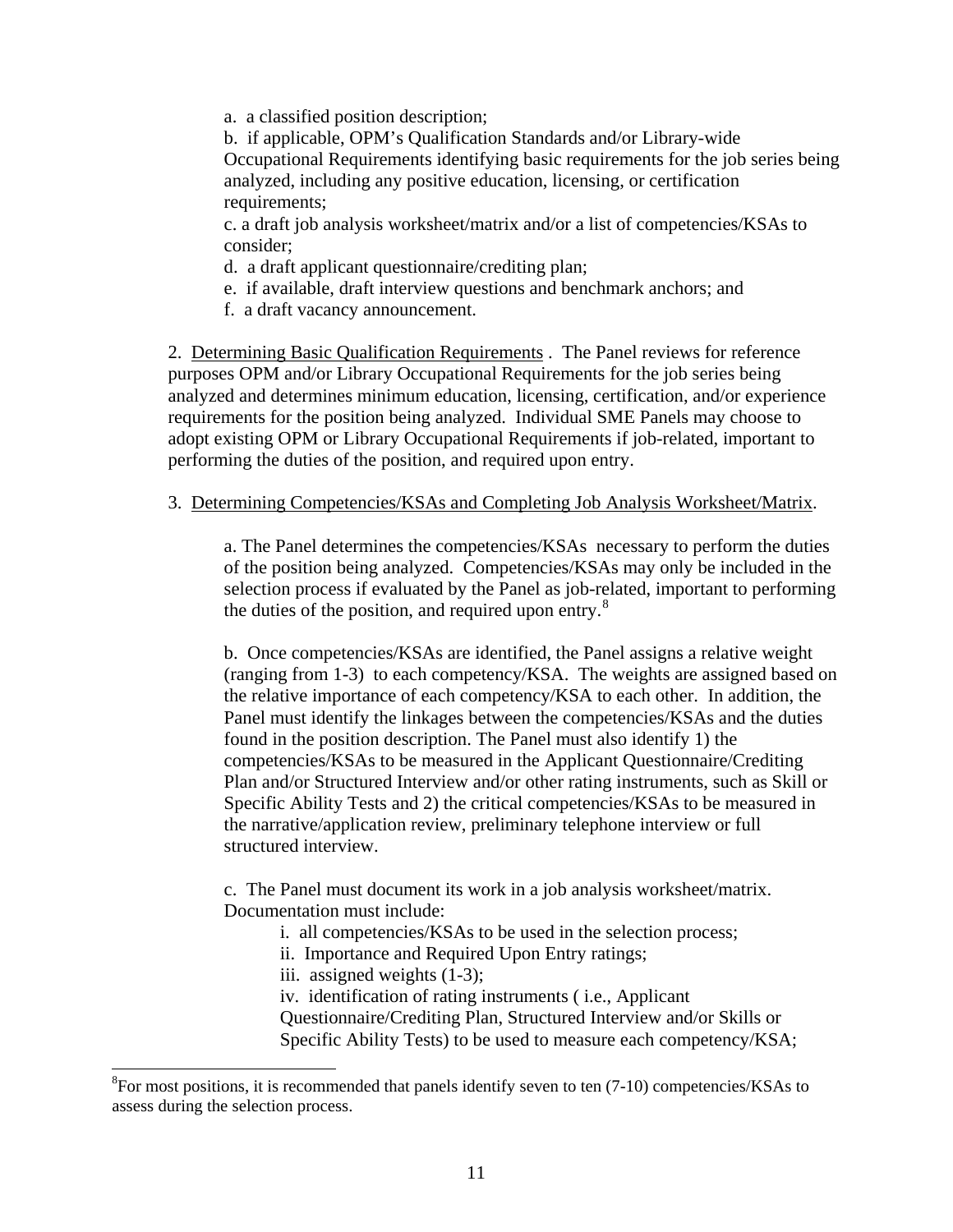a. a classified position description;

b. if applicable, OPM's Qualification Standards and/or Library-wide Occupational Requirements identifying basic requirements for the job series being analyzed, including any positive education, licensing, or certification requirements;

c. a draft job analysis worksheet/matrix and/or a list of competencies/KSAs to consider;

d. a draft applicant questionnaire/crediting plan;

e. if available, draft interview questions and benchmark anchors; and

f. a draft vacancy announcement.

2. Determining Basic Qualification Requirements . The Panel reviews for reference purposes OPM and/or Library Occupational Requirements for the job series being analyzed and determines minimum education, licensing, certification, and/or experience requirements for the position being analyzed. Individual SME Panels may choose to adopt existing OPM or Library Occupational Requirements if job-related, important to performing the duties of the position, and required upon entry.

3. Determining Competencies/KSAs and Completing Job Analysis Worksheet/Matrix.

a. The Panel determines the competencies/KSAs necessary to perform the duties of the position being analyzed. Competencies/KSAs may only be included in the selection process if evaluated by the Panel as job-related, important to performing the duties of the position, and required upon entry.[8]

b. Once competencies/KSAs are identified, the Panel assigns a relative weight (ranging from 1-3) to each competency/KSA. The weights are assigned based on the relative importance of each competency/KSA to each other. In addition, the Panel must identify the linkages between the competencies/KSAs and the duties found in the position description. The Panel must also identify 1) the competencies/KSAs to be measured in the Applicant Questionnaire/Crediting Plan and/or Structured Interview and/or other rating instruments, such as Skill or Specific Ability Tests and 2) the critical competencies/KSAs to be measured in the narrative/application review, preliminary telephone interview or full structured interview.

c. The Panel must document its work in a job analysis worksheet/matrix. Documentation must include:

i. all competencies/KSAs to be used in the selection process;

ii. Importance and Required Upon Entry ratings;

iii. assigned weights (1-3);

iv. identification of rating instruments ( i.e., Applicant Questionnaire/Crediting Plan, Structured Interview and/or Skills or Specific Ability Tests) to be used to measure each competency/KSA;

---

[8]For most positions, it is recommended that panels identify seven to ten (7-10) competencies/KSAs to assess during the selection process.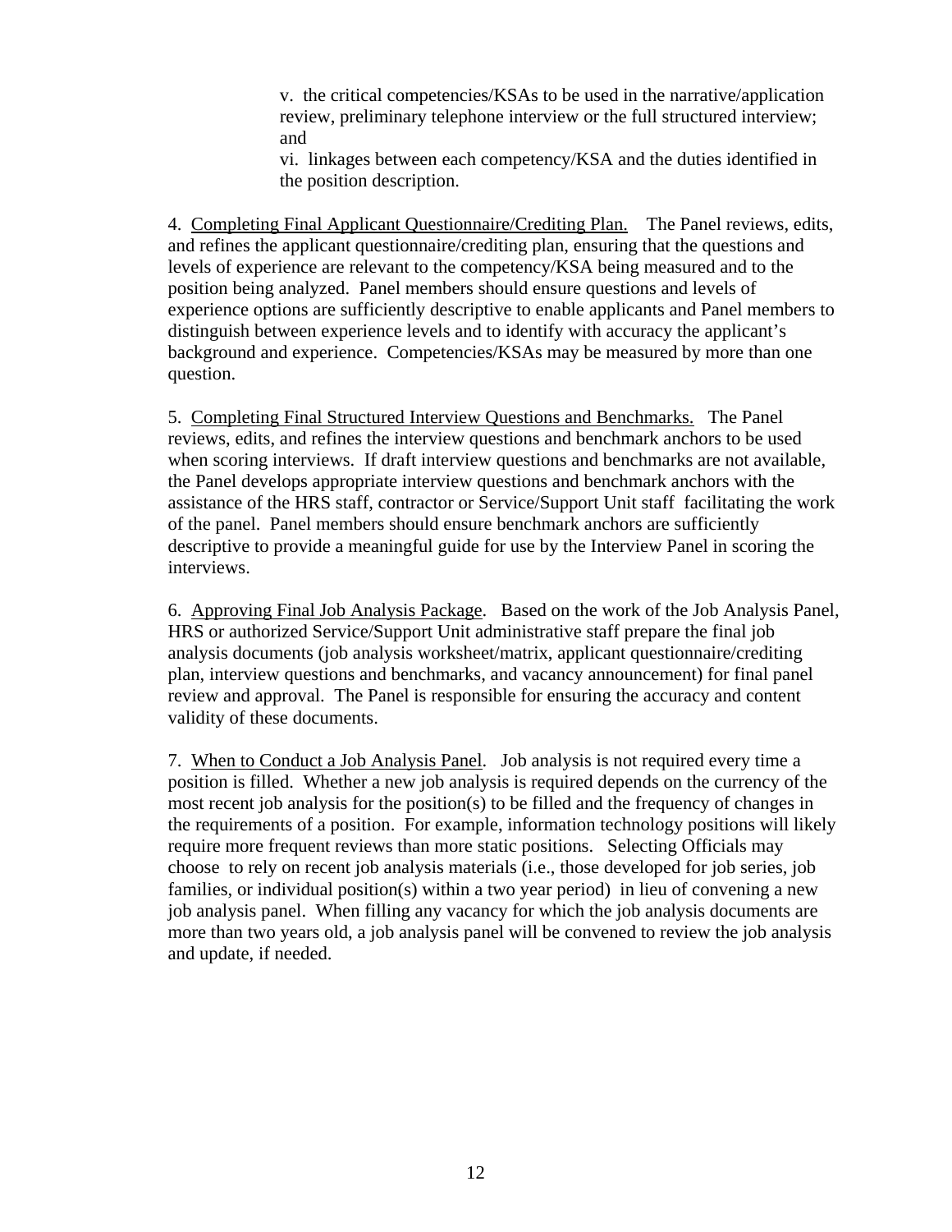v. the critical competencies/KSAs to be used in the narrative/application review, preliminary telephone interview or the full structured interview; and

vi. linkages between each competency/KSA and the duties identified in the position description.

4. Completing Final Applicant Questionnaire/Crediting Plan. The Panel reviews, edits, and refines the applicant questionnaire/crediting plan, ensuring that the questions and levels of experience are relevant to the competency/KSA being measured and to the position being analyzed. Panel members should ensure questions and levels of experience options are sufficiently descriptive to enable applicants and Panel members to distinguish between experience levels and to identify with accuracy the applicant's background and experience. Competencies/KSAs may be measured by more than one question.

5. Completing Final Structured Interview Questions and Benchmarks. The Panel reviews, edits, and refines the interview questions and benchmark anchors to be used when scoring interviews. If draft interview questions and benchmarks are not available, the Panel develops appropriate interview questions and benchmark anchors with the assistance of the HRS staff, contractor or Service/Support Unit staff facilitating the work of the panel. Panel members should ensure benchmark anchors are sufficiently descriptive to provide a meaningful guide for use by the Interview Panel in scoring the interviews.

6. Approving Final Job Analysis Package. Based on the work of the Job Analysis Panel, HRS or authorized Service/Support Unit administrative staff prepare the final job analysis documents (job analysis worksheet/matrix, applicant questionnaire/crediting plan, interview questions and benchmarks, and vacancy announcement) for final panel review and approval. The Panel is responsible for ensuring the accuracy and content validity of these documents.

7. When to Conduct a Job Analysis Panel. Job analysis is not required every time a position is filled. Whether a new job analysis is required depends on the currency of the most recent job analysis for the position(s) to be filled and the frequency of changes in the requirements of a position. For example, information technology positions will likely require more frequent reviews than more static positions. Selecting Officials may choose to rely on recent job analysis materials (i.e., those developed for job series, job families, or individual position(s) within a two year period) in lieu of convening a new job analysis panel. When filling any vacancy for which the job analysis documents are more than two years old, a job analysis panel will be convened to review the job analysis and update, if needed.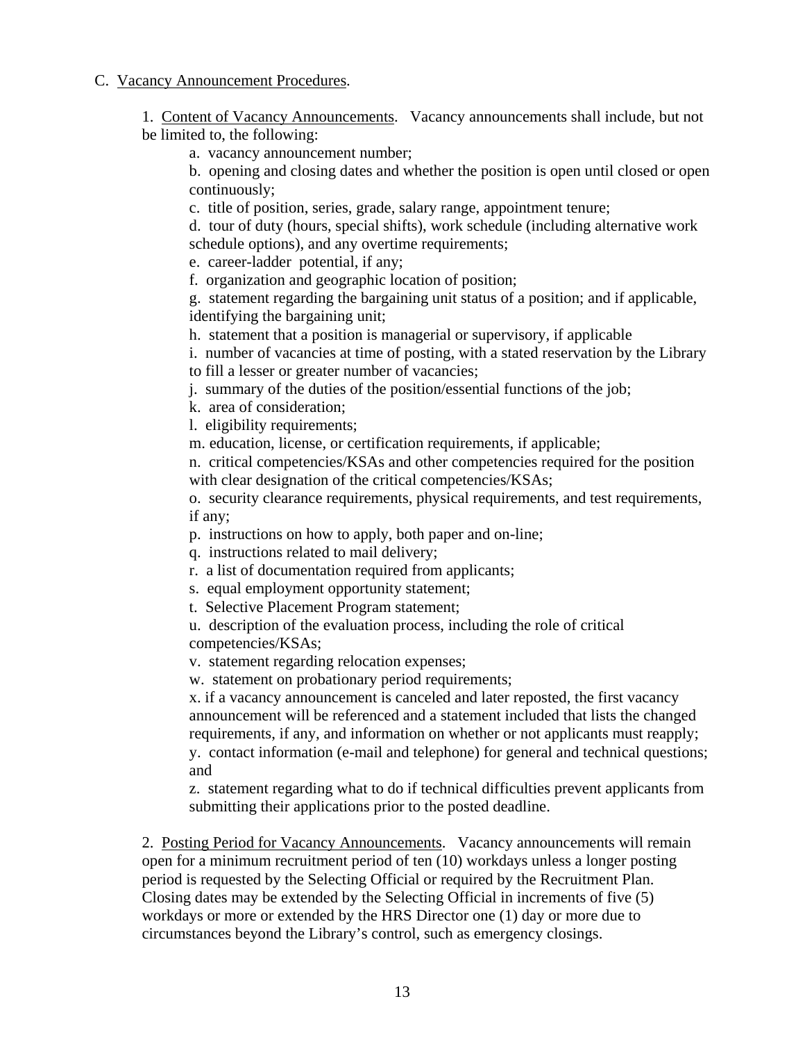C. Vacancy Announcement Procedures.

1. Content of Vacancy Announcements. Vacancy announcements shall include, but not be limited to, the following:

a. vacancy announcement number;

b. opening and closing dates and whether the position is open until closed or open continuously;

c. title of position, series, grade, salary range, appointment tenure;

d. tour of duty (hours, special shifts), work schedule (including alternative work schedule options), and any overtime requirements;

e. career-ladder potential, if any;

f. organization and geographic location of position;

g. statement regarding the bargaining unit status of a position; and if applicable, identifying the bargaining unit;

h. statement that a position is managerial or supervisory, if applicable

i. number of vacancies at time of posting, with a stated reservation by the Library to fill a lesser or greater number of vacancies;

j. summary of the duties of the position/essential functions of the job;

k. area of consideration;

l. eligibility requirements;

m. education, license, or certification requirements, if applicable;

n. critical competencies/KSAs and other competencies required for the position with clear designation of the critical competencies/KSAs;

o. security clearance requirements, physical requirements, and test requirements, if any;

p. instructions on how to apply, both paper and on-line;

q. instructions related to mail delivery;

r. a list of documentation required from applicants;

s. equal employment opportunity statement;

t. Selective Placement Program statement;

u. description of the evaluation process, including the role of critical competencies/KSAs;

v. statement regarding relocation expenses;

w. statement on probationary period requirements;

x. if a vacancy announcement is canceled and later reposted, the first vacancy announcement will be referenced and a statement included that lists the changed requirements, if any, and information on whether or not applicants must reapply;

y. contact information (e-mail and telephone) for general and technical questions; and

z. statement regarding what to do if technical difficulties prevent applicants from submitting their applications prior to the posted deadline.

2. Posting Period for Vacancy Announcements. Vacancy announcements will remain open for a minimum recruitment period of ten (10) workdays unless a longer posting period is requested by the Selecting Official or required by the Recruitment Plan. Closing dates may be extended by the Selecting Official in increments of five (5) workdays or more or extended by the HRS Director one (1) day or more due to circumstances beyond the Library's control, such as emergency closings.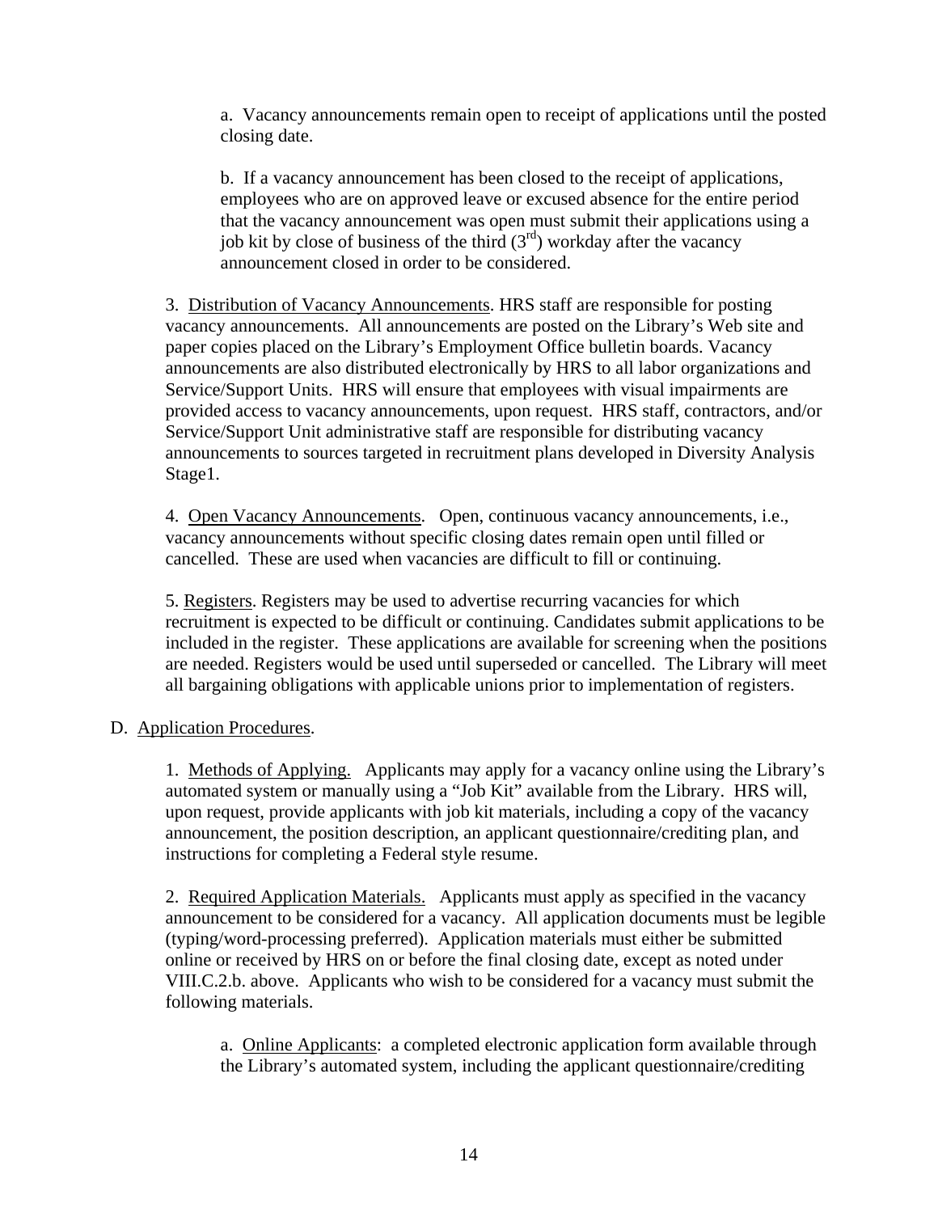a. Vacancy announcements remain open to receipt of applications until the posted closing date.

b. If a vacancy announcement has been closed to the receipt of applications, employees who are on approved leave or excused absence for the entire period that the vacancy announcement was open must submit their applications using a job kit by close of business of the third (3rd) workday after the vacancy announcement closed in order to be considered.

3. Distribution of Vacancy Announcements. HRS staff are responsible for posting vacancy announcements. All announcements are posted on the Library's Web site and paper copies placed on the Library's Employment Office bulletin boards. Vacancy announcements are also distributed electronically by HRS to all labor organizations and Service/Support Units. HRS will ensure that employees with visual impairments are provided access to vacancy announcements, upon request. HRS staff, contractors, and/or Service/Support Unit administrative staff are responsible for distributing vacancy announcements to sources targeted in recruitment plans developed in Diversity Analysis Stage1.

4. Open Vacancy Announcements. Open, continuous vacancy announcements, i.e., vacancy announcements without specific closing dates remain open until filled or cancelled. These are used when vacancies are difficult to fill or continuing.

5. Registers. Registers may be used to advertise recurring vacancies for which recruitment is expected to be difficult or continuing. Candidates submit applications to be included in the register. These applications are available for screening when the positions are needed. Registers would be used until superseded or cancelled. The Library will meet all bargaining obligations with applicable unions prior to implementation of registers.

D. Application Procedures.

1. Methods of Applying. Applicants may apply for a vacancy online using the Library's automated system or manually using a "Job Kit" available from the Library. HRS will, upon request, provide applicants with job kit materials, including a copy of the vacancy announcement, the position description, an applicant questionnaire/crediting plan, and instructions for completing a Federal style resume.

2. Required Application Materials. Applicants must apply as specified in the vacancy announcement to be considered for a vacancy. All application documents must be legible (typing/word-processing preferred). Application materials must either be submitted online or received by HRS on or before the final closing date, except as noted under VIII.C.2.b. above. Applicants who wish to be considered for a vacancy must submit the following materials.

a. Online Applicants: a completed electronic application form available through the Library's automated system, including the applicant questionnaire/crediting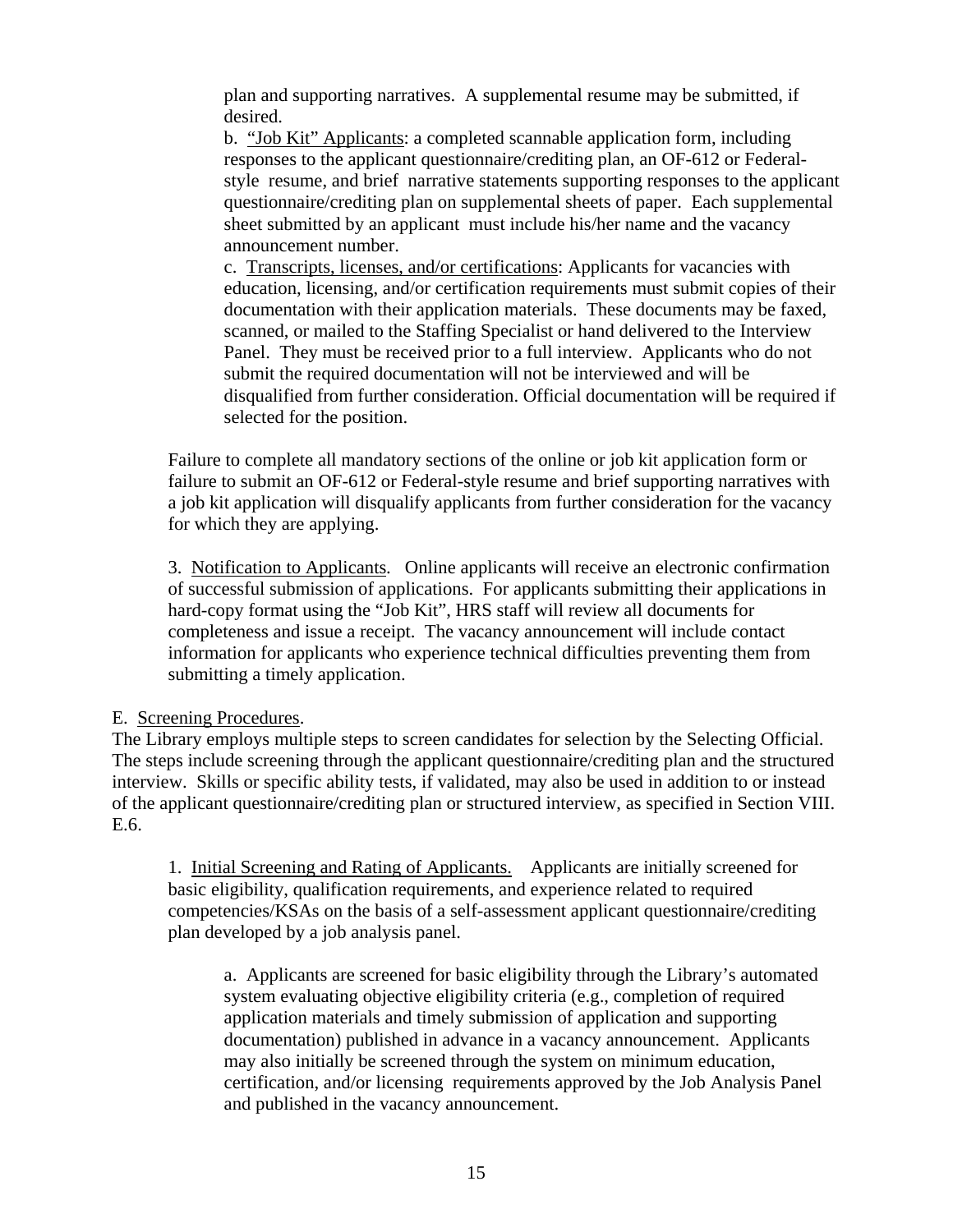plan and supporting narratives. A supplemental resume may be submitted, if desired.

b. "Job Kit" Applicants: a completed scannable application form, including responses to the applicant questionnaire/crediting plan, an OF-612 or Federal-style resume, and brief narrative statements supporting responses to the applicant questionnaire/crediting plan on supplemental sheets of paper. Each supplemental sheet submitted by an applicant must include his/her name and the vacancy announcement number.

c. Transcripts, licenses, and/or certifications: Applicants for vacancies with education, licensing, and/or certification requirements must submit copies of their documentation with their application materials. These documents may be faxed, scanned, or mailed to the Staffing Specialist or hand delivered to the Interview Panel. They must be received prior to a full interview. Applicants who do not submit the required documentation will not be interviewed and will be disqualified from further consideration. Official documentation will be required if selected for the position.

Failure to complete all mandatory sections of the online or job kit application form or failure to submit an OF-612 or Federal-style resume and brief supporting narratives with a job kit application will disqualify applicants from further consideration for the vacancy for which they are applying.

3. Notification to Applicants. Online applicants will receive an electronic confirmation of successful submission of applications. For applicants submitting their applications in hard-copy format using the "Job Kit", HRS staff will review all documents for completeness and issue a receipt. The vacancy announcement will include contact information for applicants who experience technical difficulties preventing them from submitting a timely application.

E. Screening Procedures.

The Library employs multiple steps to screen candidates for selection by the Selecting Official. The steps include screening through the applicant questionnaire/crediting plan and the structured interview. Skills or specific ability tests, if validated, may also be used in addition to or instead of the applicant questionnaire/crediting plan or structured interview, as specified in Section VIII. E.6.

1. Initial Screening and Rating of Applicants. Applicants are initially screened for basic eligibility, qualification requirements, and experience related to required competencies/KSAs on the basis of a self-assessment applicant questionnaire/crediting plan developed by a job analysis panel.

a. Applicants are screened for basic eligibility through the Library's automated system evaluating objective eligibility criteria (e.g., completion of required application materials and timely submission of application and supporting documentation) published in advance in a vacancy announcement. Applicants may also initially be screened through the system on minimum education, certification, and/or licensing requirements approved by the Job Analysis Panel and published in the vacancy announcement.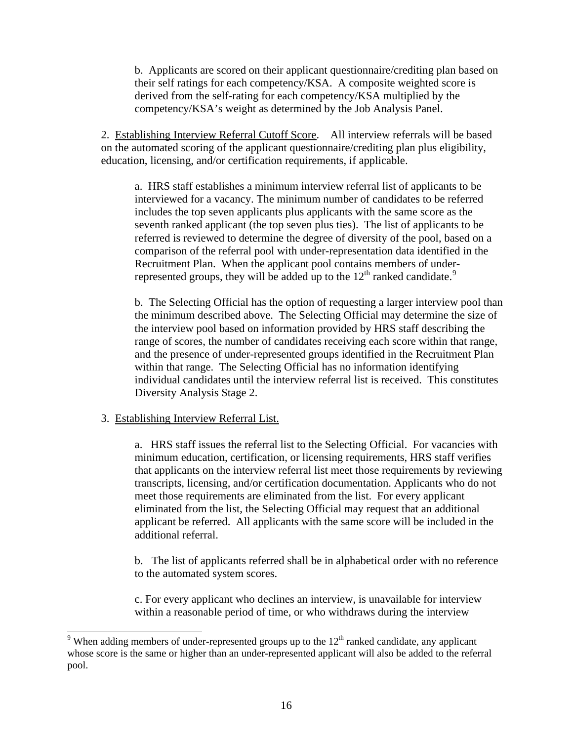b. Applicants are scored on their applicant questionnaire/crediting plan based on their self ratings for each competency/KSA. A composite weighted score is derived from the self-rating for each competency/KSA multiplied by the competency/KSA's weight as determined by the Job Analysis Panel.

2. Establishing Interview Referral Cutoff Score. All interview referrals will be based on the automated scoring of the applicant questionnaire/crediting plan plus eligibility, education, licensing, and/or certification requirements, if applicable.

a. HRS staff establishes a minimum interview referral list of applicants to be interviewed for a vacancy. The minimum number of candidates to be referred includes the top seven applicants plus applicants with the same score as the seventh ranked applicant (the top seven plus ties). The list of applicants to be referred is reviewed to determine the degree of diversity of the pool, based on a comparison of the referral pool with under-representation data identified in the Recruitment Plan. When the applicant pool contains members of under-represented groups, they will be added up to the 12th ranked candidate.[9]

b. The Selecting Official has the option of requesting a larger interview pool than the minimum described above. The Selecting Official may determine the size of the interview pool based on information provided by HRS staff describing the range of scores, the number of candidates receiving each score within that range, and the presence of under-represented groups identified in the Recruitment Plan within that range. The Selecting Official has no information identifying individual candidates until the interview referral list is received. This constitutes Diversity Analysis Stage 2.

3. Establishing Interview Referral List.

a. HRS staff issues the referral list to the Selecting Official. For vacancies with minimum education, certification, or licensing requirements, HRS staff verifies that applicants on the interview referral list meet those requirements by reviewing transcripts, licensing, and/or certification documentation. Applicants who do not meet those requirements are eliminated from the list. For every applicant eliminated from the list, the Selecting Official may request that an additional applicant be referred. All applicants with the same score will be included in the additional referral.

b. The list of applicants referred shall be in alphabetical order with no reference to the automated system scores.

c. For every applicant who declines an interview, is unavailable for interview within a reasonable period of time, or who withdraws during the interview

---

[9] When adding members of under-represented groups up to the 12th ranked candidate, any applicant whose score is the same or higher than an under-represented applicant will also be added to the referral pool.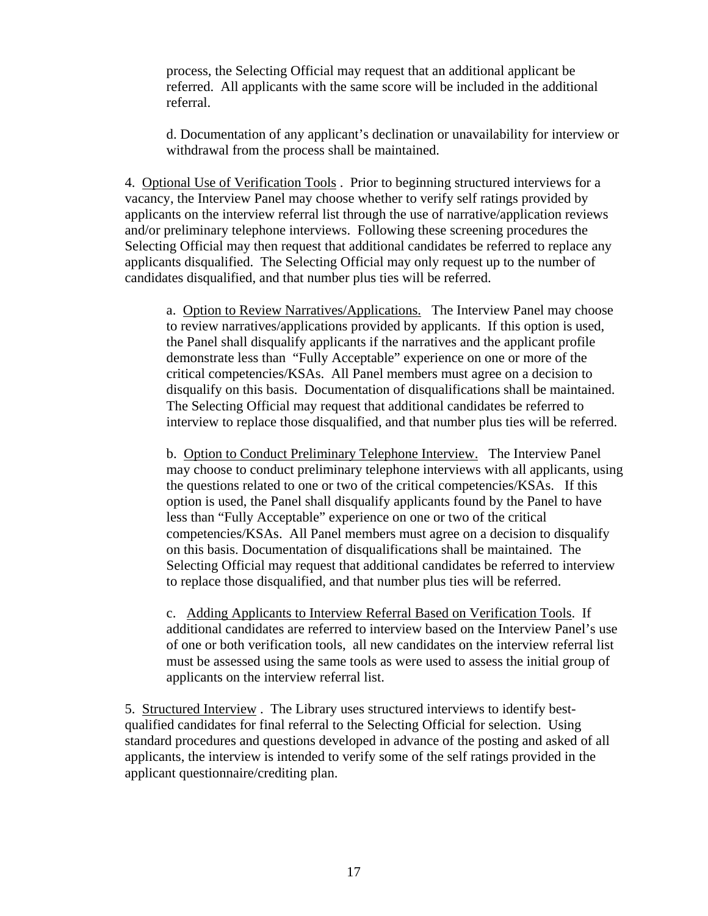process, the Selecting Official may request that an additional applicant be referred. All applicants with the same score will be included in the additional referral.

d. Documentation of any applicant's declination or unavailability for interview or withdrawal from the process shall be maintained.

4. Optional Use of Verification Tools . Prior to beginning structured interviews for a vacancy, the Interview Panel may choose whether to verify self ratings provided by applicants on the interview referral list through the use of narrative/application reviews and/or preliminary telephone interviews. Following these screening procedures the Selecting Official may then request that additional candidates be referred to replace any applicants disqualified. The Selecting Official may only request up to the number of candidates disqualified, and that number plus ties will be referred.

a. Option to Review Narratives/Applications. The Interview Panel may choose to review narratives/applications provided by applicants. If this option is used, the Panel shall disqualify applicants if the narratives and the applicant profile demonstrate less than "Fully Acceptable" experience on one or more of the critical competencies/KSAs. All Panel members must agree on a decision to disqualify on this basis. Documentation of disqualifications shall be maintained. The Selecting Official may request that additional candidates be referred to interview to replace those disqualified, and that number plus ties will be referred.

b. Option to Conduct Preliminary Telephone Interview. The Interview Panel may choose to conduct preliminary telephone interviews with all applicants, using the questions related to one or two of the critical competencies/KSAs. If this option is used, the Panel shall disqualify applicants found by the Panel to have less than "Fully Acceptable" experience on one or two of the critical competencies/KSAs. All Panel members must agree on a decision to disqualify on this basis. Documentation of disqualifications shall be maintained. The Selecting Official may request that additional candidates be referred to interview to replace those disqualified, and that number plus ties will be referred.

c. Adding Applicants to Interview Referral Based on Verification Tools. If additional candidates are referred to interview based on the Interview Panel's use of one or both verification tools, all new candidates on the interview referral list must be assessed using the same tools as were used to assess the initial group of applicants on the interview referral list.

5. Structured Interview . The Library uses structured interviews to identify best-qualified candidates for final referral to the Selecting Official for selection. Using standard procedures and questions developed in advance of the posting and asked of all applicants, the interview is intended to verify some of the self ratings provided in the applicant questionnaire/crediting plan.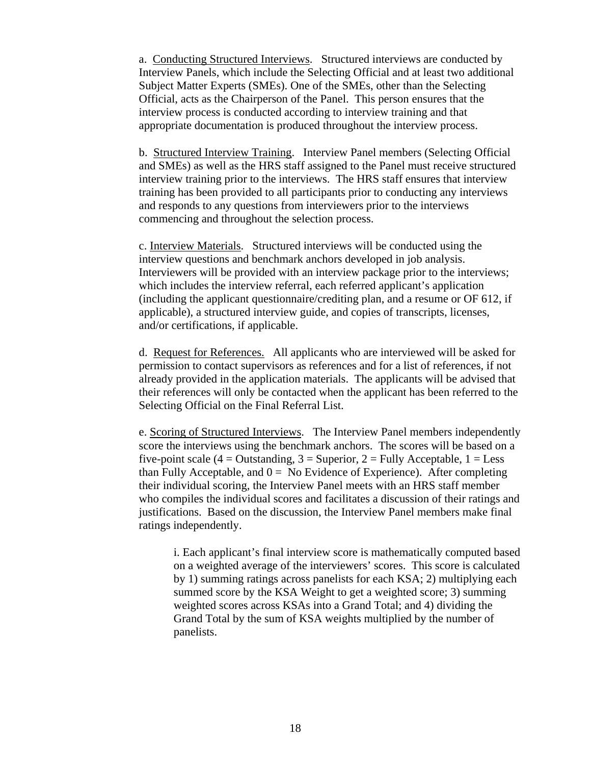a. Conducting Structured Interviews. Structured interviews are conducted by Interview Panels, which include the Selecting Official and at least two additional Subject Matter Experts (SMEs). One of the SMEs, other than the Selecting Official, acts as the Chairperson of the Panel. This person ensures that the interview process is conducted according to interview training and that appropriate documentation is produced throughout the interview process.

b. Structured Interview Training. Interview Panel members (Selecting Official and SMEs) as well as the HRS staff assigned to the Panel must receive structured interview training prior to the interviews. The HRS staff ensures that interview training has been provided to all participants prior to conducting any interviews and responds to any questions from interviewers prior to the interviews commencing and throughout the selection process.

c. Interview Materials. Structured interviews will be conducted using the interview questions and benchmark anchors developed in job analysis. Interviewers will be provided with an interview package prior to the interviews; which includes the interview referral, each referred applicant's application (including the applicant questionnaire/crediting plan, and a resume or OF 612, if applicable), a structured interview guide, and copies of transcripts, licenses, and/or certifications, if applicable.

d. Request for References. All applicants who are interviewed will be asked for permission to contact supervisors as references and for a list of references, if not already provided in the application materials. The applicants will be advised that their references will only be contacted when the applicant has been referred to the Selecting Official on the Final Referral List.

e. Scoring of Structured Interviews. The Interview Panel members independently score the interviews using the benchmark anchors. The scores will be based on a five-point scale (4 = Outstanding, 3 = Superior, 2 = Fully Acceptable, 1 = Less than Fully Acceptable, and 0 = No Evidence of Experience). After completing their individual scoring, the Interview Panel meets with an HRS staff member who compiles the individual scores and facilitates a discussion of their ratings and justifications. Based on the discussion, the Interview Panel members make final ratings independently.

> i. Each applicant's final interview score is mathematically computed based on a weighted average of the interviewers' scores. This score is calculated by 1) summing ratings across panelists for each KSA; 2) multiplying each summed score by the KSA Weight to get a weighted score; 3) summing weighted scores across KSAs into a Grand Total; and 4) dividing the Grand Total by the sum of KSA weights multiplied by the number of panelists.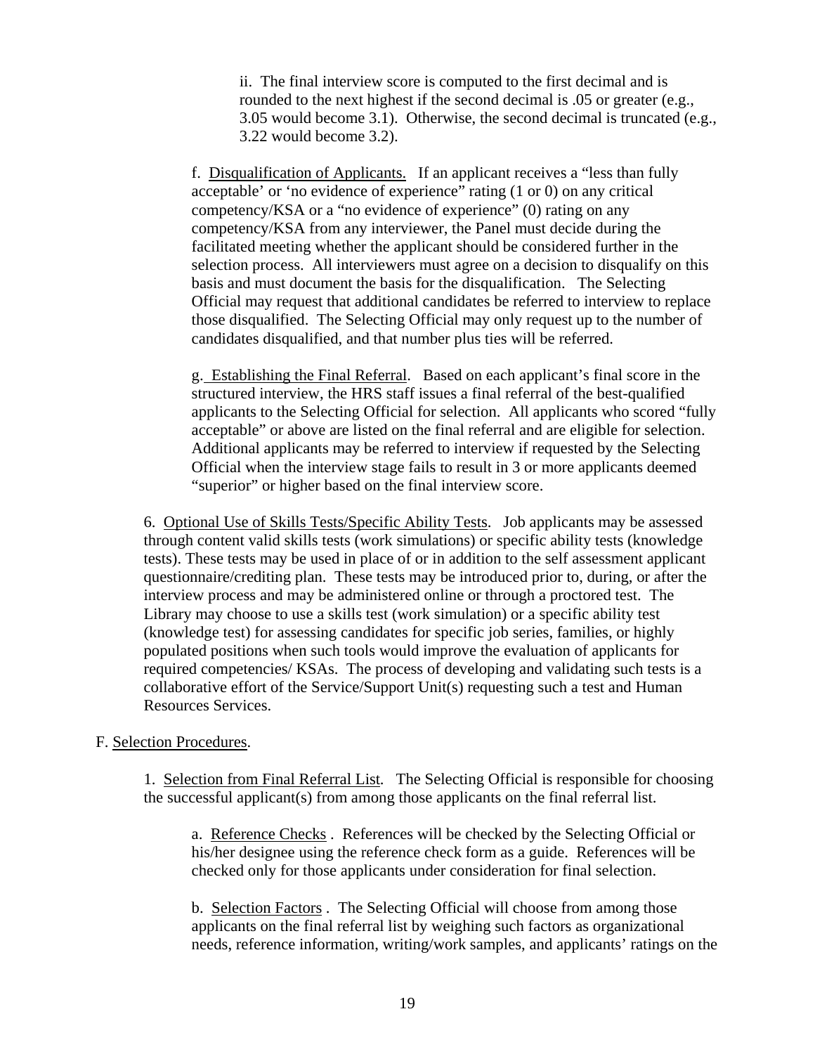ii. The final interview score is computed to the first decimal and is rounded to the next highest if the second decimal is .05 or greater (e.g., 3.05 would become 3.1). Otherwise, the second decimal is truncated (e.g., 3.22 would become 3.2).

f. Disqualification of Applicants. If an applicant receives a "less than fully acceptable' or 'no evidence of experience" rating (1 or 0) on any critical competency/KSA or a "no evidence of experience" (0) rating on any competency/KSA from any interviewer, the Panel must decide during the facilitated meeting whether the applicant should be considered further in the selection process. All interviewers must agree on a decision to disqualify on this basis and must document the basis for the disqualification. The Selecting Official may request that additional candidates be referred to interview to replace those disqualified. The Selecting Official may only request up to the number of candidates disqualified, and that number plus ties will be referred.

g. Establishing the Final Referral. Based on each applicant's final score in the structured interview, the HRS staff issues a final referral of the best-qualified applicants to the Selecting Official for selection. All applicants who scored "fully acceptable" or above are listed on the final referral and are eligible for selection. Additional applicants may be referred to interview if requested by the Selecting Official when the interview stage fails to result in 3 or more applicants deemed "superior" or higher based on the final interview score.

6. Optional Use of Skills Tests/Specific Ability Tests. Job applicants may be assessed through content valid skills tests (work simulations) or specific ability tests (knowledge tests). These tests may be used in place of or in addition to the self assessment applicant questionnaire/crediting plan. These tests may be introduced prior to, during, or after the interview process and may be administered online or through a proctored test. The Library may choose to use a skills test (work simulation) or a specific ability test (knowledge test) for assessing candidates for specific job series, families, or highly populated positions when such tools would improve the evaluation of applicants for required competencies/ KSAs. The process of developing and validating such tests is a collaborative effort of the Service/Support Unit(s) requesting such a test and Human Resources Services.

F. Selection Procedures.

1. Selection from Final Referral List. The Selecting Official is responsible for choosing the successful applicant(s) from among those applicants on the final referral list.

a. Reference Checks . References will be checked by the Selecting Official or his/her designee using the reference check form as a guide. References will be checked only for those applicants under consideration for final selection.

b. Selection Factors . The Selecting Official will choose from among those applicants on the final referral list by weighing such factors as organizational needs, reference information, writing/work samples, and applicants' ratings on the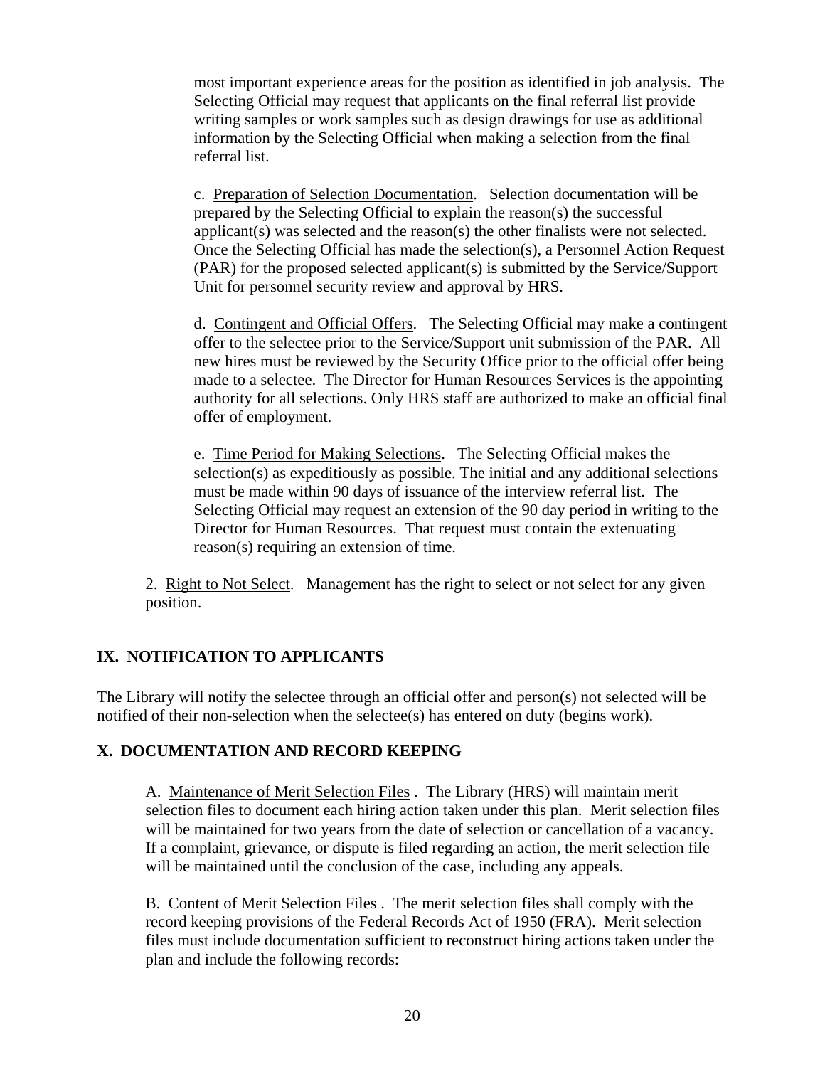most important experience areas for the position as identified in job analysis. The Selecting Official may request that applicants on the final referral list provide writing samples or work samples such as design drawings for use as additional information by the Selecting Official when making a selection from the final referral list.

c. Preparation of Selection Documentation. Selection documentation will be prepared by the Selecting Official to explain the reason(s) the successful applicant(s) was selected and the reason(s) the other finalists were not selected. Once the Selecting Official has made the selection(s), a Personnel Action Request (PAR) for the proposed selected applicant(s) is submitted by the Service/Support Unit for personnel security review and approval by HRS.

d. Contingent and Official Offers. The Selecting Official may make a contingent offer to the selectee prior to the Service/Support unit submission of the PAR. All new hires must be reviewed by the Security Office prior to the official offer being made to a selectee. The Director for Human Resources Services is the appointing authority for all selections. Only HRS staff are authorized to make an official final offer of employment.

e. Time Period for Making Selections. The Selecting Official makes the selection(s) as expeditiously as possible. The initial and any additional selections must be made within 90 days of issuance of the interview referral list. The Selecting Official may request an extension of the 90 day period in writing to the Director for Human Resources. That request must contain the extenuating reason(s) requiring an extension of time.

2. Right to Not Select. Management has the right to select or not select for any given position.

## IX. NOTIFICATION TO APPLICANTS

The Library will notify the selectee through an official offer and person(s) not selected will be notified of their non-selection when the selectee(s) has entered on duty (begins work).

## X. DOCUMENTATION AND RECORD KEEPING

A. Maintenance of Merit Selection Files . The Library (HRS) will maintain merit selection files to document each hiring action taken under this plan. Merit selection files will be maintained for two years from the date of selection or cancellation of a vacancy. If a complaint, grievance, or dispute is filed regarding an action, the merit selection file will be maintained until the conclusion of the case, including any appeals.

B. Content of Merit Selection Files . The merit selection files shall comply with the record keeping provisions of the Federal Records Act of 1950 (FRA). Merit selection files must include documentation sufficient to reconstruct hiring actions taken under the plan and include the following records: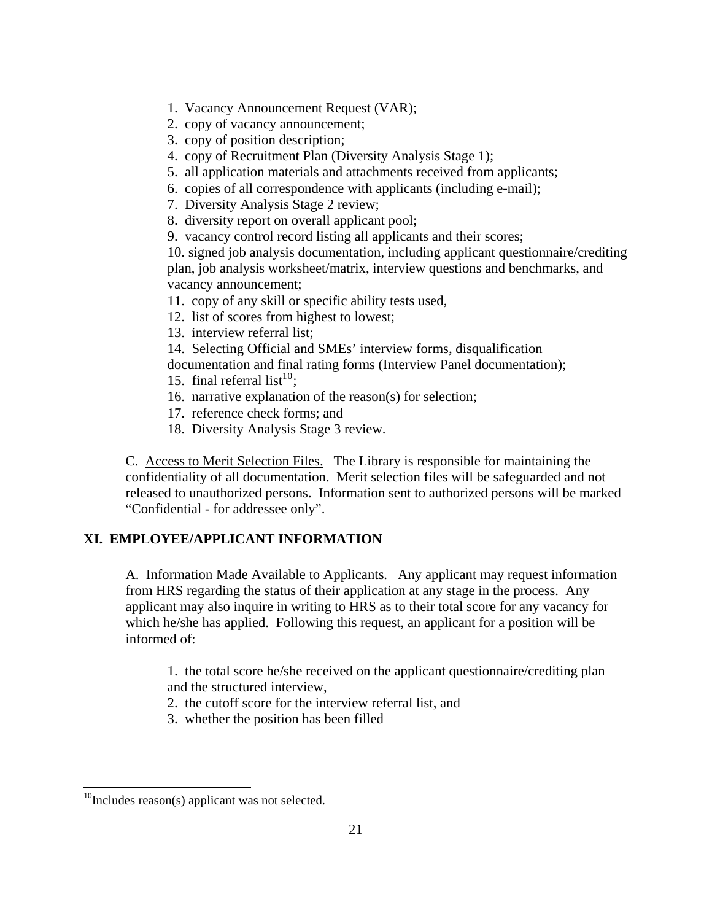1. Vacancy Announcement Request (VAR);
2. copy of vacancy announcement;
3. copy of position description;
4. copy of Recruitment Plan (Diversity Analysis Stage 1);
5. all application materials and attachments received from applicants;
6. copies of all correspondence with applicants (including e-mail);
7. Diversity Analysis Stage 2 review;
8. diversity report on overall applicant pool;
9. vacancy control record listing all applicants and their scores;
10. signed job analysis documentation, including applicant questionnaire/crediting plan, job analysis worksheet/matrix, interview questions and benchmarks, and vacancy announcement;
11. copy of any skill or specific ability tests used,
12. list of scores from highest to lowest;
13. interview referral list;
14. Selecting Official and SMEs' interview forms, disqualification documentation and final rating forms (Interview Panel documentation);
15. final referral list[10];
16. narrative explanation of the reason(s) for selection;
17. reference check forms; and
18. Diversity Analysis Stage 3 review.

C. Access to Merit Selection Files. The Library is responsible for maintaining the confidentiality of all documentation. Merit selection files will be safeguarded and not released to unauthorized persons. Information sent to authorized persons will be marked "Confidential - for addressee only".

## XI. EMPLOYEE/APPLICANT INFORMATION

A. Information Made Available to Applicants. Any applicant may request information from HRS regarding the status of their application at any stage in the process. Any applicant may also inquire in writing to HRS as to their total score for any vacancy for which he/she has applied. Following this request, an applicant for a position will be informed of:

1. the total score he/she received on the applicant questionnaire/crediting plan and the structured interview,
2. the cutoff score for the interview referral list, and
3. whether the position has been filled

---

[10] Includes reason(s) applicant was not selected.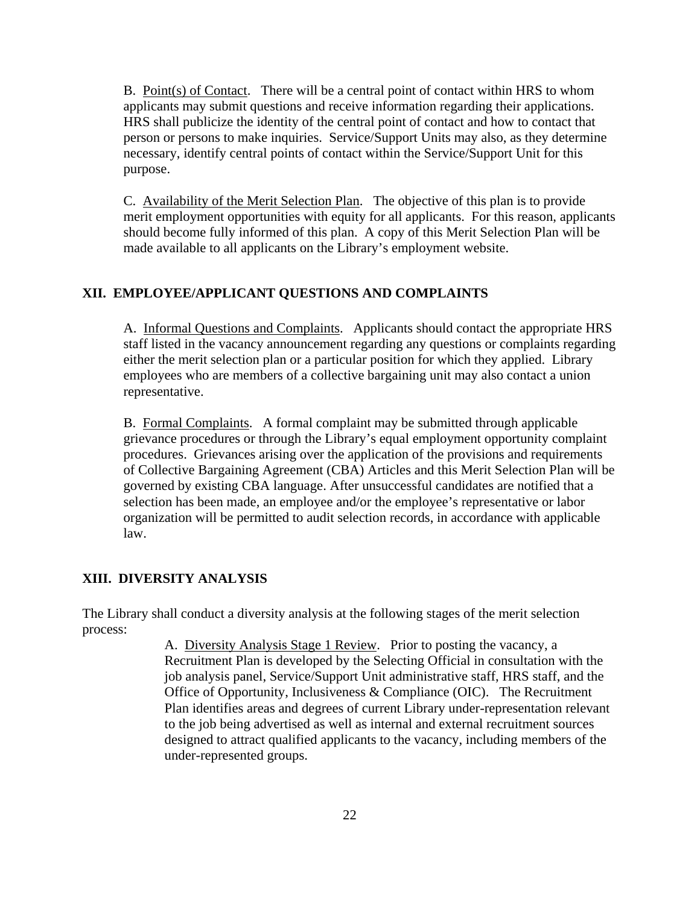B. Point(s) of Contact. There will be a central point of contact within HRS to whom applicants may submit questions and receive information regarding their applications. HRS shall publicize the identity of the central point of contact and how to contact that person or persons to make inquiries. Service/Support Units may also, as they determine necessary, identify central points of contact within the Service/Support Unit for this purpose.

C. Availability of the Merit Selection Plan. The objective of this plan is to provide merit employment opportunities with equity for all applicants. For this reason, applicants should become fully informed of this plan. A copy of this Merit Selection Plan will be made available to all applicants on the Library's employment website.

## XII. EMPLOYEE/APPLICANT QUESTIONS AND COMPLAINTS

A. Informal Questions and Complaints. Applicants should contact the appropriate HRS staff listed in the vacancy announcement regarding any questions or complaints regarding either the merit selection plan or a particular position for which they applied. Library employees who are members of a collective bargaining unit may also contact a union representative.

B. Formal Complaints. A formal complaint may be submitted through applicable grievance procedures or through the Library's equal employment opportunity complaint procedures. Grievances arising over the application of the provisions and requirements of Collective Bargaining Agreement (CBA) Articles and this Merit Selection Plan will be governed by existing CBA language. After unsuccessful candidates are notified that a selection has been made, an employee and/or the employee's representative or labor organization will be permitted to audit selection records, in accordance with applicable law.

## XIII. DIVERSITY ANALYSIS

The Library shall conduct a diversity analysis at the following stages of the merit selection process:

A. Diversity Analysis Stage 1 Review. Prior to posting the vacancy, a Recruitment Plan is developed by the Selecting Official in consultation with the job analysis panel, Service/Support Unit administrative staff, HRS staff, and the Office of Opportunity, Inclusiveness & Compliance (OIC). The Recruitment Plan identifies areas and degrees of current Library under-representation relevant to the job being advertised as well as internal and external recruitment sources designed to attract qualified applicants to the vacancy, including members of the under-represented groups.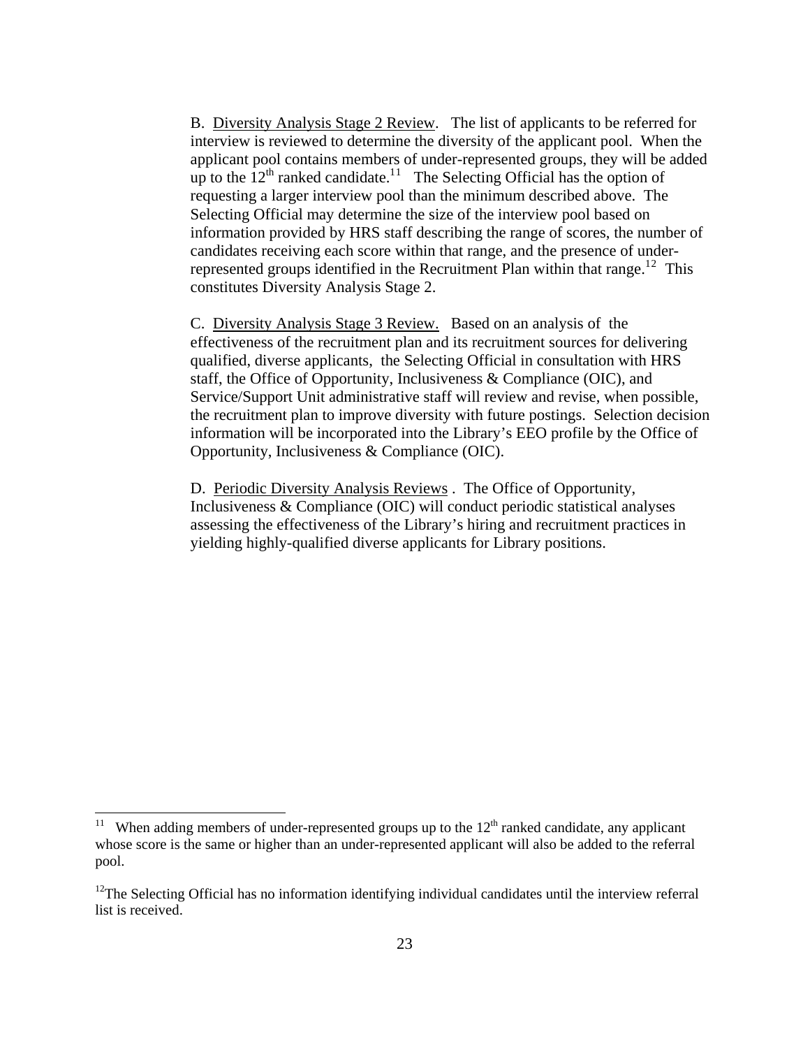B. Diversity Analysis Stage 2 Review. The list of applicants to be referred for interview is reviewed to determine the diversity of the applicant pool. When the applicant pool contains members of under-represented groups, they will be added up to the 12th ranked candidate.[11] The Selecting Official has the option of requesting a larger interview pool than the minimum described above. The Selecting Official may determine the size of the interview pool based on information provided by HRS staff describing the range of scores, the number of candidates receiving each score within that range, and the presence of under-represented groups identified in the Recruitment Plan within that range.[12] This constitutes Diversity Analysis Stage 2.

C. Diversity Analysis Stage 3 Review. Based on an analysis of the effectiveness of the recruitment plan and its recruitment sources for delivering qualified, diverse applicants, the Selecting Official in consultation with HRS staff, the Office of Opportunity, Inclusiveness & Compliance (OIC), and Service/Support Unit administrative staff will review and revise, when possible, the recruitment plan to improve diversity with future postings. Selection decision information will be incorporated into the Library's EEO profile by the Office of Opportunity, Inclusiveness & Compliance (OIC).

D. Periodic Diversity Analysis Reviews . The Office of Opportunity, Inclusiveness & Compliance (OIC) will conduct periodic statistical analyses assessing the effectiveness of the Library's hiring and recruitment practices in yielding highly-qualified diverse applicants for Library positions.

---

[11] When adding members of under-represented groups up to the 12th ranked candidate, any applicant whose score is the same or higher than an under-represented applicant will also be added to the referral pool.

[12] The Selecting Official has no information identifying individual candidates until the interview referral list is received.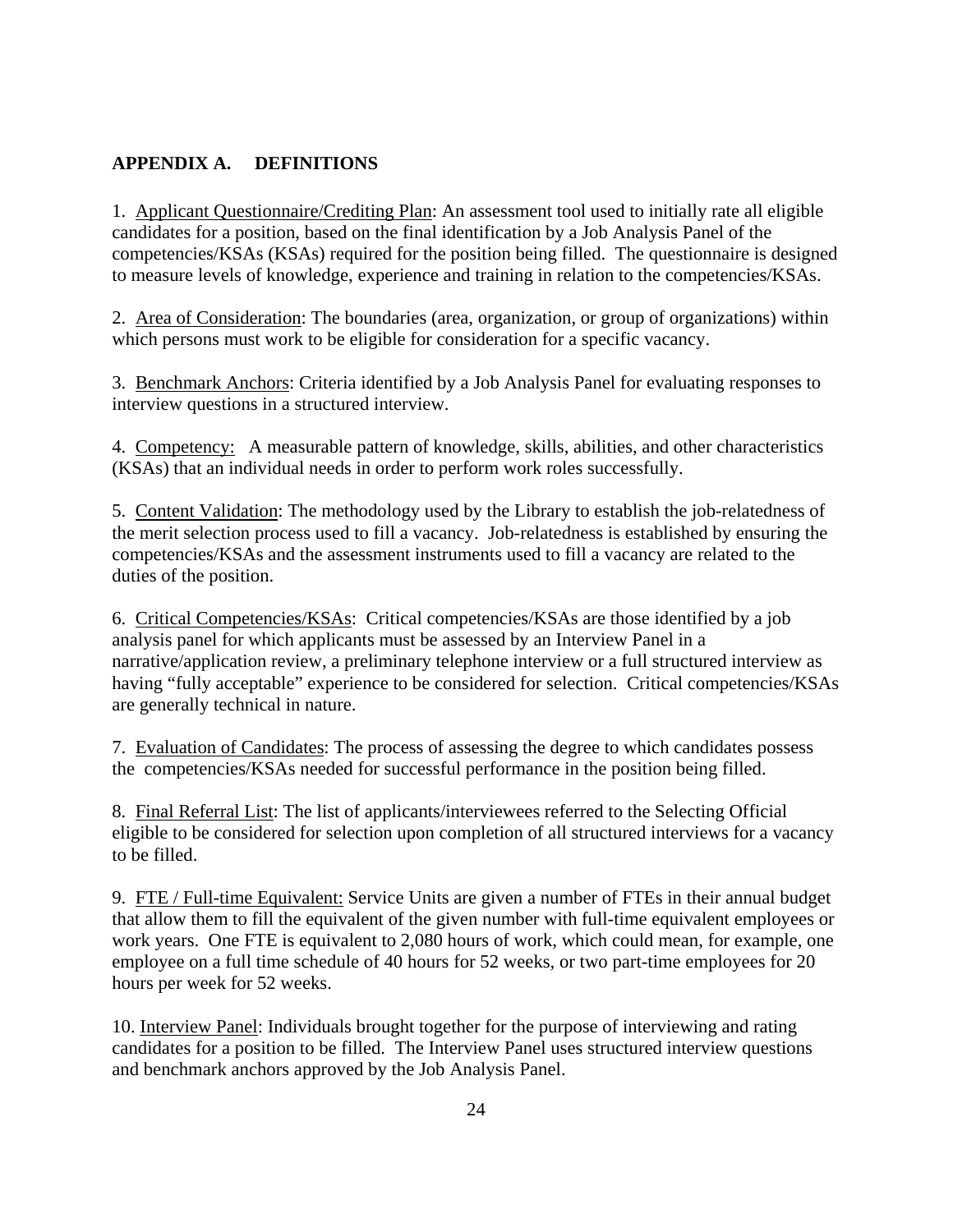## APPENDIX A. DEFINITIONS

1. <u>Applicant Questionnaire/Crediting Plan</u>: An assessment tool used to initially rate all eligible candidates for a position, based on the final identification by a Job Analysis Panel of the competencies/KSAs (KSAs) required for the position being filled. The questionnaire is designed to measure levels of knowledge, experience and training in relation to the competencies/KSAs.

2. <u>Area of Consideration</u>: The boundaries (area, organization, or group of organizations) within which persons must work to be eligible for consideration for a specific vacancy.

3. <u>Benchmark Anchors</u>: Criteria identified by a Job Analysis Panel for evaluating responses to interview questions in a structured interview.

4. <u>Competency:</u> A measurable pattern of knowledge, skills, abilities, and other characteristics (KSAs) that an individual needs in order to perform work roles successfully.

5. <u>Content Validation</u>: The methodology used by the Library to establish the job-relatedness of the merit selection process used to fill a vacancy. Job-relatedness is established by ensuring the competencies/KSAs and the assessment instruments used to fill a vacancy are related to the duties of the position.

6. <u>Critical Competencies/KSAs</u>: Critical competencies/KSAs are those identified by a job analysis panel for which applicants must be assessed by an Interview Panel in a narrative/application review, a preliminary telephone interview or a full structured interview as having "fully acceptable" experience to be considered for selection. Critical competencies/KSAs are generally technical in nature.

7. <u>Evaluation of Candidates</u>: The process of assessing the degree to which candidates possess the competencies/KSAs needed for successful performance in the position being filled.

8. <u>Final Referral List</u>: The list of applicants/interviewees referred to the Selecting Official eligible to be considered for selection upon completion of all structured interviews for a vacancy to be filled.

9. <u>FTE / Full-time Equivalent:</u> Service Units are given a number of FTEs in their annual budget that allow them to fill the equivalent of the given number with full-time equivalent employees or work years. One FTE is equivalent to 2,080 hours of work, which could mean, for example, one employee on a full time schedule of 40 hours for 52 weeks, or two part-time employees for 20 hours per week for 52 weeks.

10. <u>Interview Panel</u>: Individuals brought together for the purpose of interviewing and rating candidates for a position to be filled. The Interview Panel uses structured interview questions and benchmark anchors approved by the Job Analysis Panel.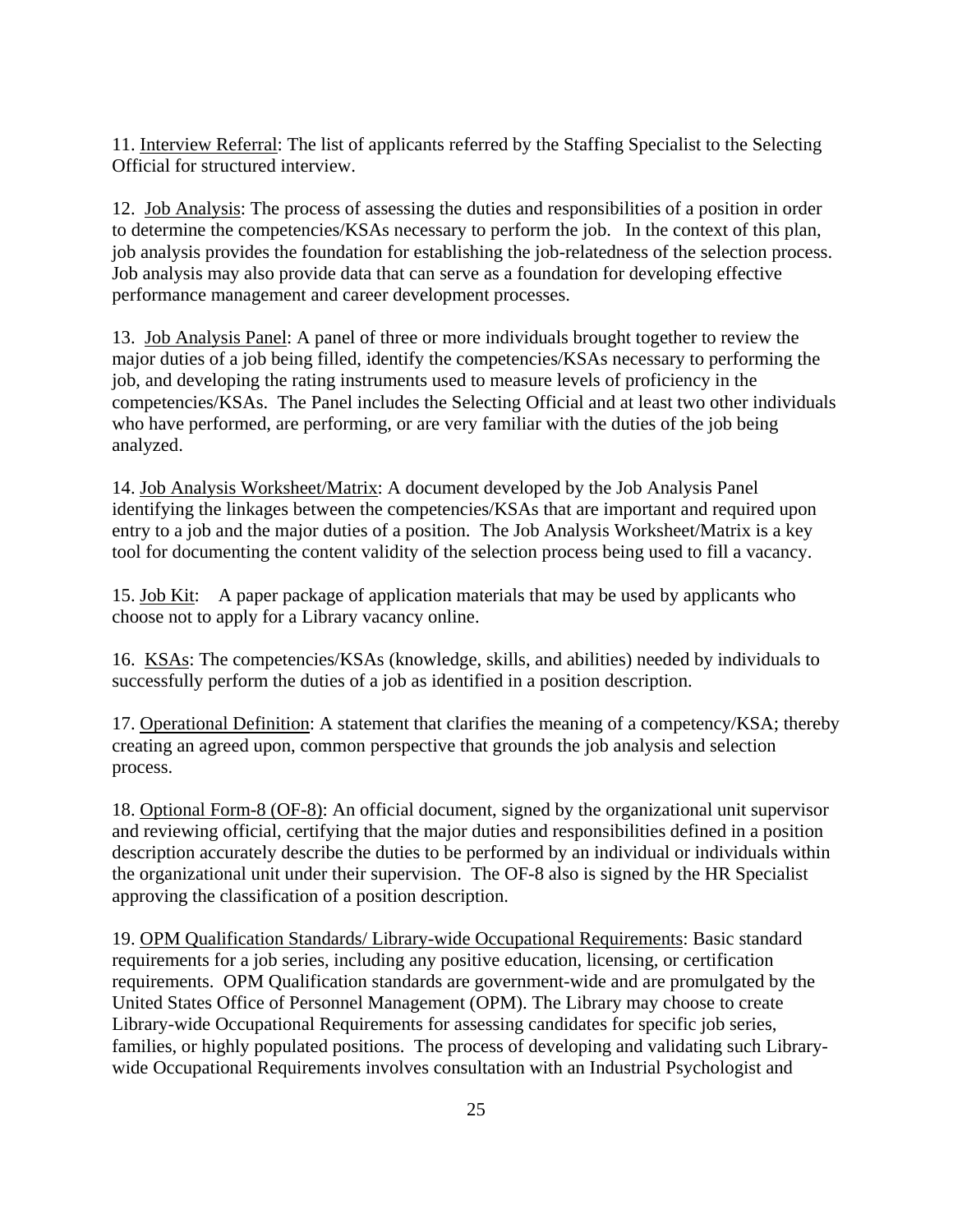11. Interview Referral: The list of applicants referred by the Staffing Specialist to the Selecting Official for structured interview.

12. Job Analysis: The process of assessing the duties and responsibilities of a position in order to determine the competencies/KSAs necessary to perform the job. In the context of this plan, job analysis provides the foundation for establishing the job-relatedness of the selection process. Job analysis may also provide data that can serve as a foundation for developing effective performance management and career development processes.

13. Job Analysis Panel: A panel of three or more individuals brought together to review the major duties of a job being filled, identify the competencies/KSAs necessary to performing the job, and developing the rating instruments used to measure levels of proficiency in the competencies/KSAs. The Panel includes the Selecting Official and at least two other individuals who have performed, are performing, or are very familiar with the duties of the job being analyzed.

14. Job Analysis Worksheet/Matrix: A document developed by the Job Analysis Panel identifying the linkages between the competencies/KSAs that are important and required upon entry to a job and the major duties of a position. The Job Analysis Worksheet/Matrix is a key tool for documenting the content validity of the selection process being used to fill a vacancy.

15. Job Kit: A paper package of application materials that may be used by applicants who choose not to apply for a Library vacancy online.

16. KSAs: The competencies/KSAs (knowledge, skills, and abilities) needed by individuals to successfully perform the duties of a job as identified in a position description.

17. Operational Definition: A statement that clarifies the meaning of a competency/KSA; thereby creating an agreed upon, common perspective that grounds the job analysis and selection process.

18. Optional Form-8 (OF-8): An official document, signed by the organizational unit supervisor and reviewing official, certifying that the major duties and responsibilities defined in a position description accurately describe the duties to be performed by an individual or individuals within the organizational unit under their supervision. The OF-8 also is signed by the HR Specialist approving the classification of a position description.

19. OPM Qualification Standards/ Library-wide Occupational Requirements: Basic standard requirements for a job series, including any positive education, licensing, or certification requirements. OPM Qualification standards are government-wide and are promulgated by the United States Office of Personnel Management (OPM). The Library may choose to create Library-wide Occupational Requirements for assessing candidates for specific job series, families, or highly populated positions. The process of developing and validating such Library-wide Occupational Requirements involves consultation with an Industrial Psychologist and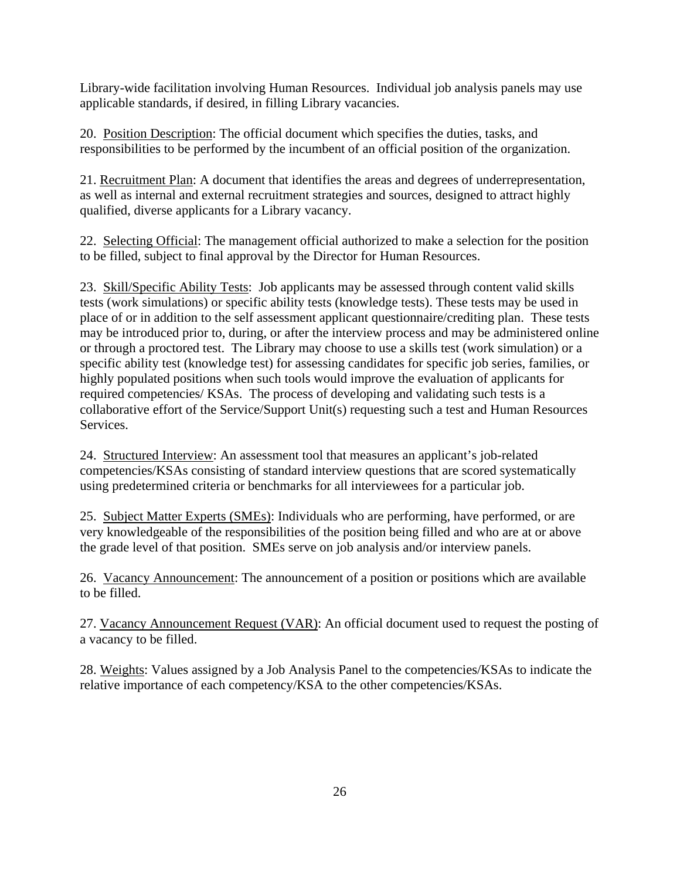Library-wide facilitation involving Human Resources. Individual job analysis panels may use applicable standards, if desired, in filling Library vacancies.

20. Position Description: The official document which specifies the duties, tasks, and responsibilities to be performed by the incumbent of an official position of the organization.

21. Recruitment Plan: A document that identifies the areas and degrees of underrepresentation, as well as internal and external recruitment strategies and sources, designed to attract highly qualified, diverse applicants for a Library vacancy.

22. Selecting Official: The management official authorized to make a selection for the position to be filled, subject to final approval by the Director for Human Resources.

23. Skill/Specific Ability Tests: Job applicants may be assessed through content valid skills tests (work simulations) or specific ability tests (knowledge tests). These tests may be used in place of or in addition to the self assessment applicant questionnaire/crediting plan. These tests may be introduced prior to, during, or after the interview process and may be administered online or through a proctored test. The Library may choose to use a skills test (work simulation) or a specific ability test (knowledge test) for assessing candidates for specific job series, families, or highly populated positions when such tools would improve the evaluation of applicants for required competencies/ KSAs. The process of developing and validating such tests is a collaborative effort of the Service/Support Unit(s) requesting such a test and Human Resources Services.

24. Structured Interview: An assessment tool that measures an applicant's job-related competencies/KSAs consisting of standard interview questions that are scored systematically using predetermined criteria or benchmarks for all interviewees for a particular job.

25. Subject Matter Experts (SMEs): Individuals who are performing, have performed, or are very knowledgeable of the responsibilities of the position being filled and who are at or above the grade level of that position. SMEs serve on job analysis and/or interview panels.

26. Vacancy Announcement: The announcement of a position or positions which are available to be filled.

27. Vacancy Announcement Request (VAR): An official document used to request the posting of a vacancy to be filled.

28. Weights: Values assigned by a Job Analysis Panel to the competencies/KSAs to indicate the relative importance of each competency/KSA to the other competencies/KSAs.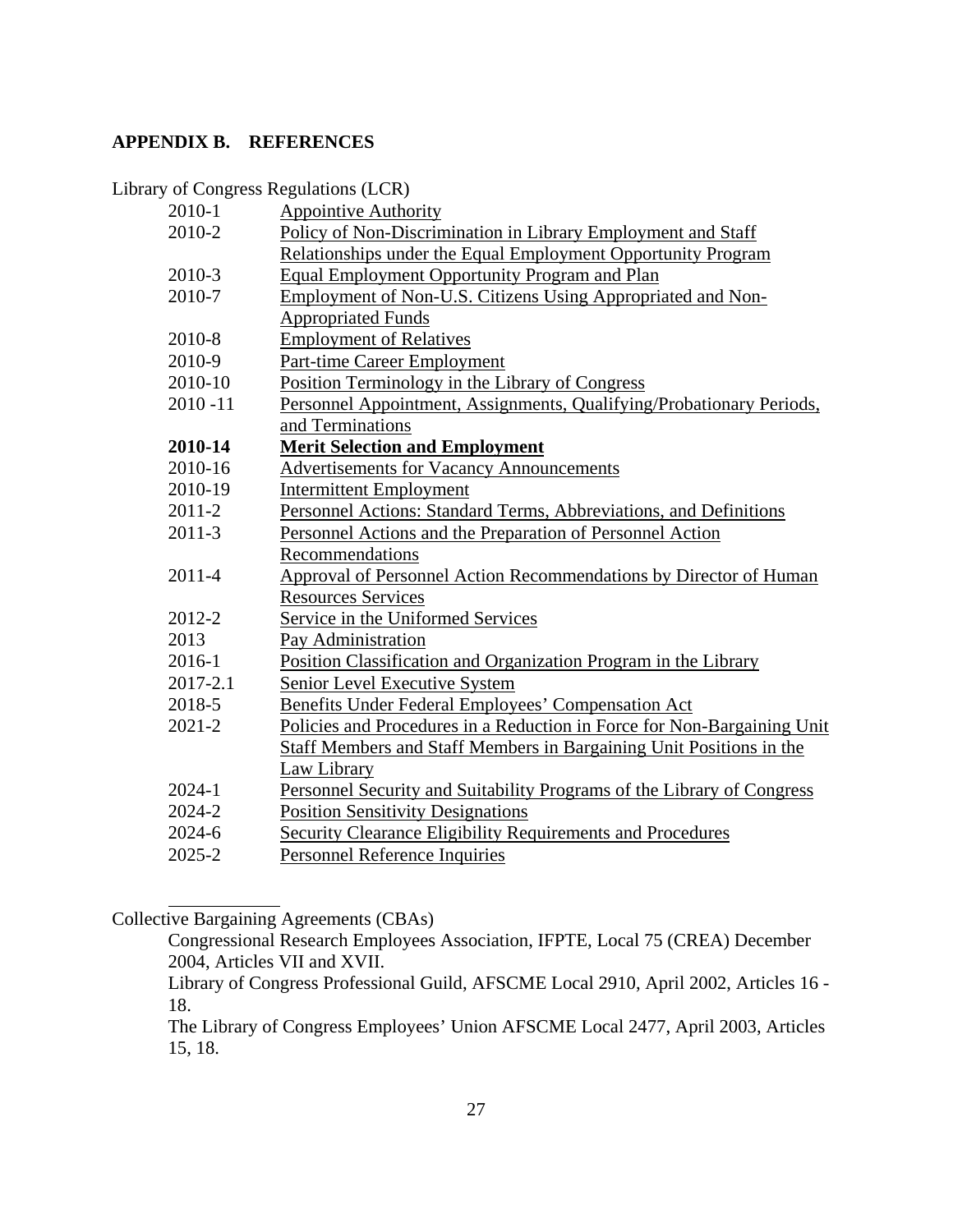## APPENDIX B. REFERENCES

Library of Congress Regulations (LCR)

| | |
|---|---|
| 2010-1 | Appointive Authority |
| 2010-2 | Policy of Non-Discrimination in Library Employment and Staff Relationships under the Equal Employment Opportunity Program |
| 2010-3 | Equal Employment Opportunity Program and Plan |
| 2010-7 | Employment of Non-U.S. Citizens Using Appropriated and Non-Appropriated Funds |
| 2010-8 | Employment of Relatives |
| 2010-9 | Part-time Career Employment |
| 2010-10 | Position Terminology in the Library of Congress |
| 2010 -11 | Personnel Appointment, Assignments, Qualifying/Probationary Periods, and Terminations |
| **2010-14** | **Merit Selection and Employment** |
| 2010-16 | Advertisements for Vacancy Announcements |
| 2010-19 | Intermittent Employment |
| 2011-2 | Personnel Actions: Standard Terms, Abbreviations, and Definitions |
| 2011-3 | Personnel Actions and the Preparation of Personnel Action Recommendations |
| 2011-4 | Approval of Personnel Action Recommendations by Director of Human Resources Services |
| 2012-2 | Service in the Uniformed Services |
| 2013 | Pay Administration |
| 2016-1 | Position Classification and Organization Program in the Library |
| 2017-2.1 | Senior Level Executive System |
| 2018-5 | Benefits Under Federal Employees' Compensation Act |
| 2021-2 | Policies and Procedures in a Reduction in Force for Non-Bargaining Unit Staff Members and Staff Members in Bargaining Unit Positions in the Law Library |
| 2024-1 | Personnel Security and Suitability Programs of the Library of Congress |
| 2024-2 | Position Sensitivity Designations |
| 2024-6 | Security Clearance Eligibility Requirements and Procedures |
| 2025-2 | Personnel Reference Inquiries |

Collective Bargaining Agreements (CBAs)

Congressional Research Employees Association, IFPTE, Local 75 (CREA) December 2004, Articles VII and XVII.

Library of Congress Professional Guild, AFSCME Local 2910, April 2002, Articles 16 - 18.

The Library of Congress Employees' Union AFSCME Local 2477, April 2003, Articles 15, 18.